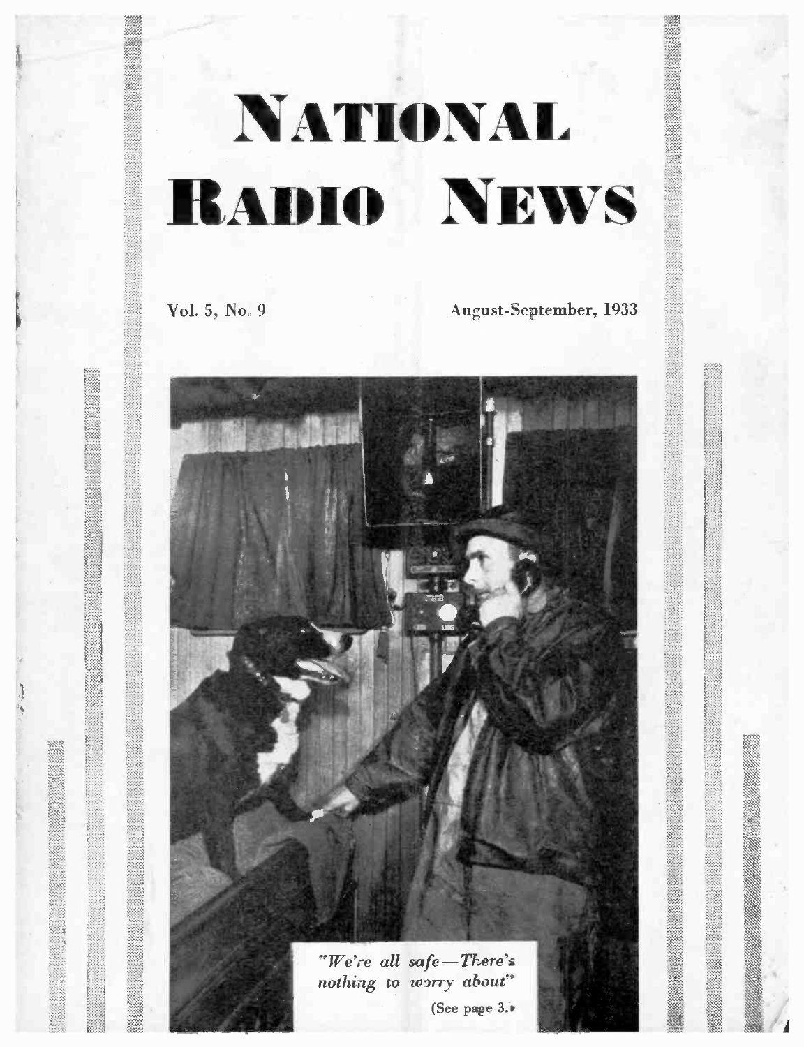# NATIONAL RADIO NEWS

Vol. 5, No. 9

August-September, 1933

*"We're all safe—There's nothing to worry about"*

(See page 3.)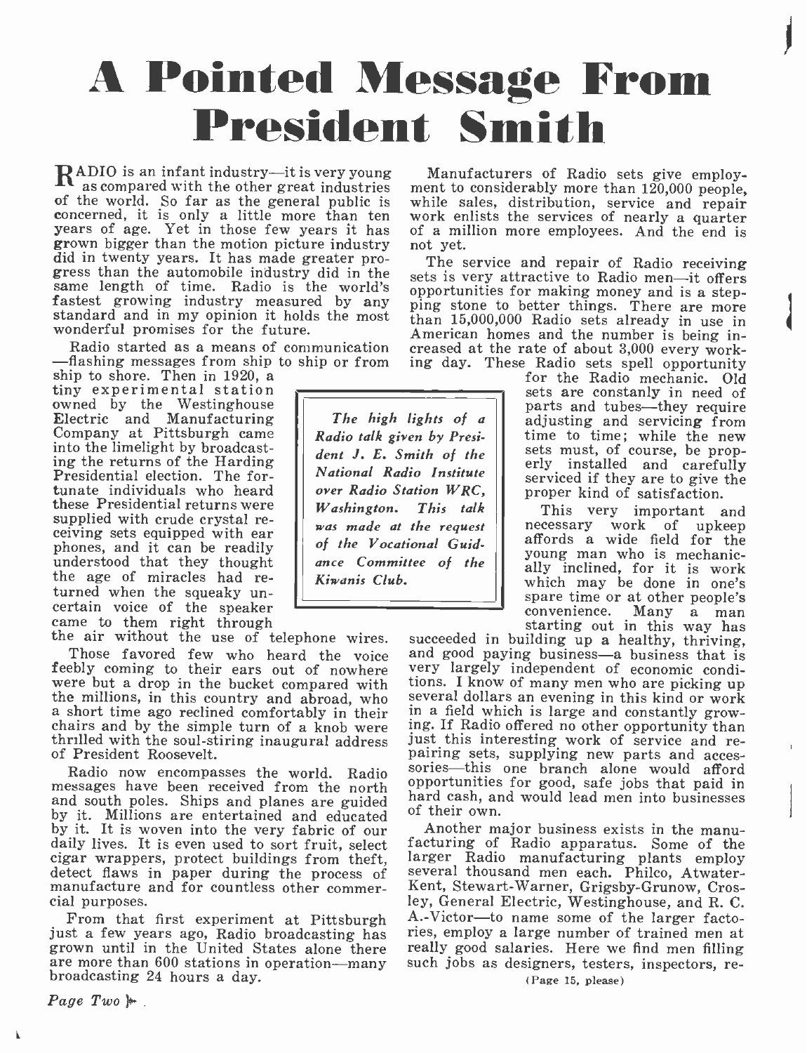# A Pointed Message From President Smith

*The high lights of a Radio talk given by President J. E. Smith of the National Radio Institute over Radio Station WRC, Washington. This talk was made at the request of the Vocational Guidance Committee of the Kiwanis Club.*

RADIO is an infant industry—it is very young as compared with the other great industries of the world. So far as the general public is concerned, it is only a little more than ten years of age. Yet in those few years it has grown bigger than the motion picture industry did in twenty years. It has made greater progress than the automobile industry did in the same length of time. Radio is the world's fastest growing industry measured by any standard and in my opinion it holds the most wonderful promises for the future.

Radio started as a means of communication—flashing messages from ship to ship or from ship to shore. Then in 1920, a tiny experimental station owned by the Westinghouse Electric and Manufacturing Company at Pittsburgh came into the limelight by broadcasting the returns of the Harding Presidential election. The fortunate individuals who heard these Presidential returns were supplied with crude crystal receiving sets equipped with ear phones, and it can be readily understood that they thought the age of miracles had returned when the squeaky uncertain voice of the speaker came to them right through the air without the use of telephone wires.

Those favored few who heard the voice feebly coming to their ears out of nowhere were but a drop in the bucket compared with the millions, in this country and abroad, who a short time ago reclined comfortably in their chairs and by the simple turn of a knob were thrilled with the soul-stirring inaugural address of President Roosevelt.

Radio now encompasses the world. Radio messages have been received from the north and south poles. Ships and planes are guided by it. Millions are entertained and educated by it. It is woven into the very fabric of our daily lives. It is even used to sort fruit, select cigar wrappers, protect buildings from theft, detect flaws in paper during the process of manufacture and for countless other commercial purposes.

From that first experiment at Pittsburgh just a few years ago, Radio broadcasting has grown until in the United States alone there are more than 600 stations in operation—many broadcasting 24 hours a day.

Manufacturers of Radio sets give employment to considerably more than 120,000 people, while sales, distribution, service and repair work enlists the services of nearly a quarter of a million more employees. And the end is not yet.

The service and repair of Radio receiving sets is very attractive to Radio men—it offers opportunities for making money and is a stepping stone to better things. There are more than 15,000,000 Radio sets already in use in American homes and the number is being increased at the rate of about 3,000 every working day. These Radio sets spell opportunity for the Radio mechanic. Old sets are constanly in need of parts and tubes—they require adjusting and servicing from time to time; while the new sets must, of course, be properly installed and carefully serviced if they are to give the proper kind of satisfaction.

This very important and necessary work of upkeep affords a wide field for the young man who is mechanically inclined, for it is work which may be done in one's spare time or at other people's convenience. Many a man starting out in this way has succeeded in building up a healthy, thriving, and good paying business—a business that is very largely independent of economic conditions. I know of many men who are picking up several dollars an evening in this kind or work in a field which is large and constantly growing. If Radio offered no other opportunity than just this interesting work of service and repairing sets, supplying new parts and accessories—this one branch alone would afford opportunities for good, safe jobs that paid in hard cash, and would lead men into businesses of their own.

Another major business exists in the manufacturing of Radio apparatus. Some of the larger Radio manufacturing plants employ several thousand men each. Philco, Atwater-Kent, Stewart-Warner, Grigsby-Grunow, Crosley, General Electric, Westinghouse, and R. C. A.-Victor—to name some of the larger factories, employ a large number of trained men at really good salaries. Here we find men filling such jobs as designers, testers, inspectors, re-

(Page 15, please)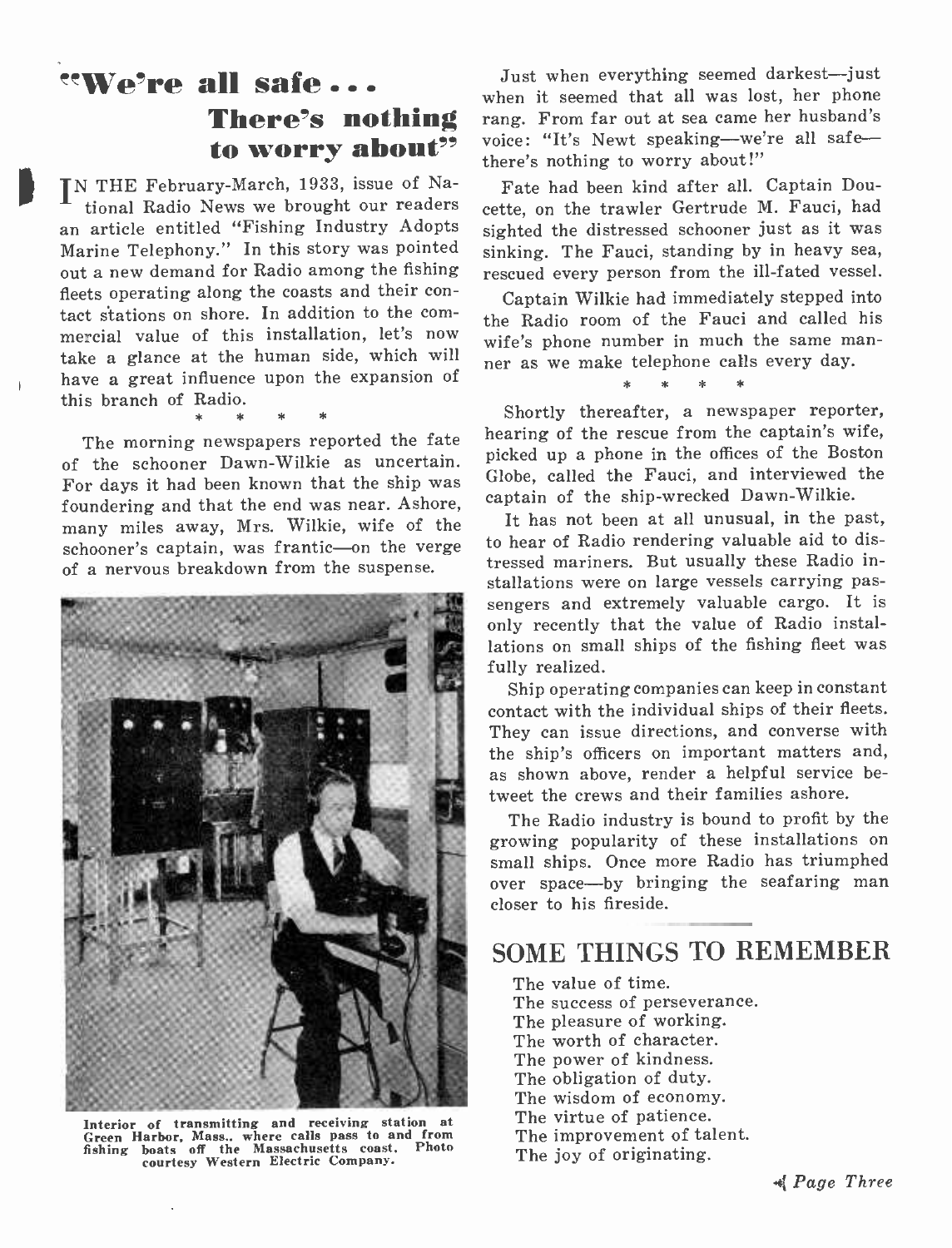# "We're all safe . . . There's nothing to worry about"

IN THE February-March, 1933, issue of National Radio News we brought our readers an article entitled "Fishing Industry Adopts Marine Telephony." In this story was pointed out a new demand for Radio among the fishing fleets operating along the coasts and their contact stations on shore. In addition to the commercial value of this installation, let's now take a glance at the human side, which will have a great influence upon the expansion of this branch of Radio.

\* \* \* \*

The morning newspapers reported the fate of the schooner Dawn-Wilkie as uncertain. For days it had been known that the ship was foundering and that the end was near. Ashore, many miles away, Mrs. Wilkie, wife of the schooner's captain, was frantic—on the verge of a nervous breakdown from the suspense.

Interior of transmitting and receiving station at Green Harbor, Mass., where calls pass to and from fishing boats off the Massachusetts coast. Photo courtesy Western Electric Company.

Just when everything seemed darkest—just when it seemed that all was lost, her phone rang. From far out at sea came her husband's voice: "It's Newt speaking—we're all safe—there's nothing to worry about!"

Fate had been kind after all. Captain Doucette, on the trawler Gertrude M. Fauci, had sighted the distressed schooner just as it was sinking. The Fauci, standing by in heavy sea, rescued every person from the ill-fated vessel.

Captain Wilkie had immediately stepped into the Radio room of the Fauci and called his wife's phone number in much the same manner as we make telephone calls every day.

\* \* \* \*

Shortly thereafter, a newspaper reporter, hearing of the rescue from the captain's wife, picked up a phone in the offices of the Boston Globe, called the Fauci, and interviewed the captain of the ship-wrecked Dawn-Wilkie.

It has not been at all unusual, in the past, to hear of Radio rendering valuable aid to distressed mariners. But usually these Radio installations were on large vessels carrying passengers and extremely valuable cargo. It is only recently that the value of Radio installations on small ships of the fishing fleet was fully realized.

Ship operating companies can keep in constant contact with the individual ships of their fleets. They can issue directions, and converse with the ship's officers on important matters and, as shown above, render a helpful service between the crews and their families ashore.

The Radio industry is bound to profit by the growing popularity of these installations on small ships. Once more Radio has triumphed over space—by bringing the seafaring man closer to his fireside.

## SOME THINGS TO REMEMBER

The value of time.
The success of perseverance.
The pleasure of working.
The worth of character.
The power of kindness.
The obligation of duty.
The wisdom of economy.
The virtue of patience.
The improvement of talent.
The joy of originating.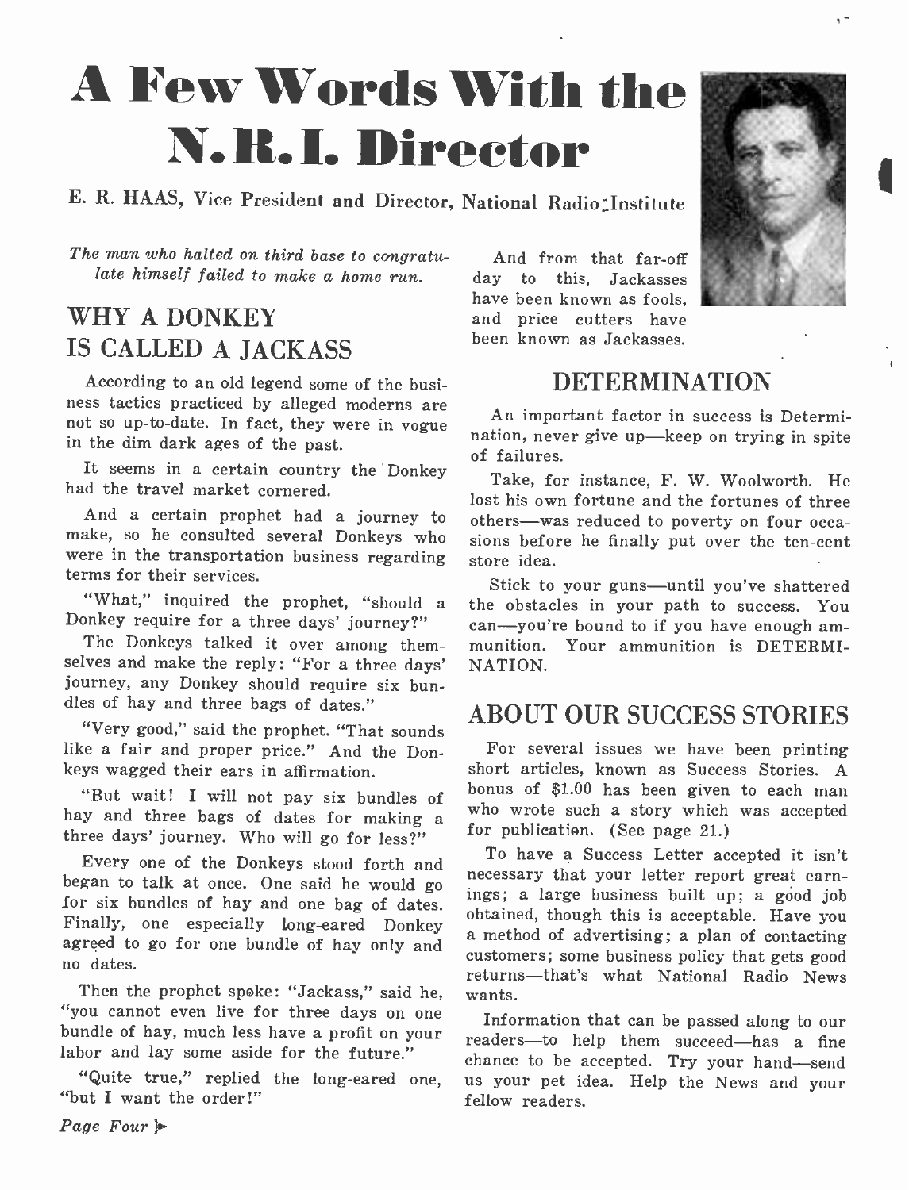# A Few Words With the N.R.I. Director

E. R. HAAS, Vice President and Director, National Radio Institute

*The man who halted on third base to congratulate himself failed to make a home run.*

## WHY A DONKEY IS CALLED A JACKASS

According to an old legend some of the business tactics practiced by alleged moderns are not so up-to-date. In fact, they were in vogue in the dim dark ages of the past.

It seems in a certain country the Donkey had the travel market cornered.

And a certain prophet had a journey to make, so he consulted several Donkeys who were in the transportation business regarding terms for their services.

"What," inquired the prophet, "should a Donkey require for a three days' journey?"

The Donkeys talked it over among themselves and make the reply: "For a three days' journey, any Donkey should require six bundles of hay and three bags of dates."

"Very good," said the prophet. "That sounds like a fair and proper price." And the Donkeys wagged their ears in affirmation.

"But wait! I will not pay six bundles of hay and three bags of dates for making a three days' journey. Who will go for less?"

Every one of the Donkeys stood forth and began to talk at once. One said he would go for six bundles of hay and one bag of dates. Finally, one especially long-eared Donkey agreed to go for one bundle of hay only and no dates.

Then the prophet spoke: "Jackass," said he, "you cannot even live for three days on one bundle of hay, much less have a profit on your labor and lay some aside for the future."

"Quite true," replied the long-eared one, "but I want the order!"

And from that far-off day to this, Jackasses have been known as fools, and price cutters have been known as Jackasses.

## DETERMINATION

An important factor in success is Determination, never give up—keep on trying in spite of failures.

Take, for instance, F. W. Woolworth. He lost his own fortune and the fortunes of three others—was reduced to poverty on four occasions before he finally put over the ten-cent store idea.

Stick to your guns—until you've shattered the obstacles in your path to success. You can—you're bound to if you have enough ammunition. Your ammunition is DETERMINATION.

## ABOUT OUR SUCCESS STORIES

For several issues we have been printing short articles, known as Success Stories. A bonus of $1.00 has been given to each man who wrote such a story which was accepted for publication. (See page 21.)

To have a Success Letter accepted it isn't necessary that your letter report great earnings; a large business built up; a good job obtained, though this is acceptable. Have you a method of advertising; a plan of contacting customers; some business policy that gets good returns—that's what National Radio News wants.

Information that can be passed along to our readers—to help them succeed—has a fine chance to be accepted. Try your hand—send us your pet idea. Help the News and your fellow readers.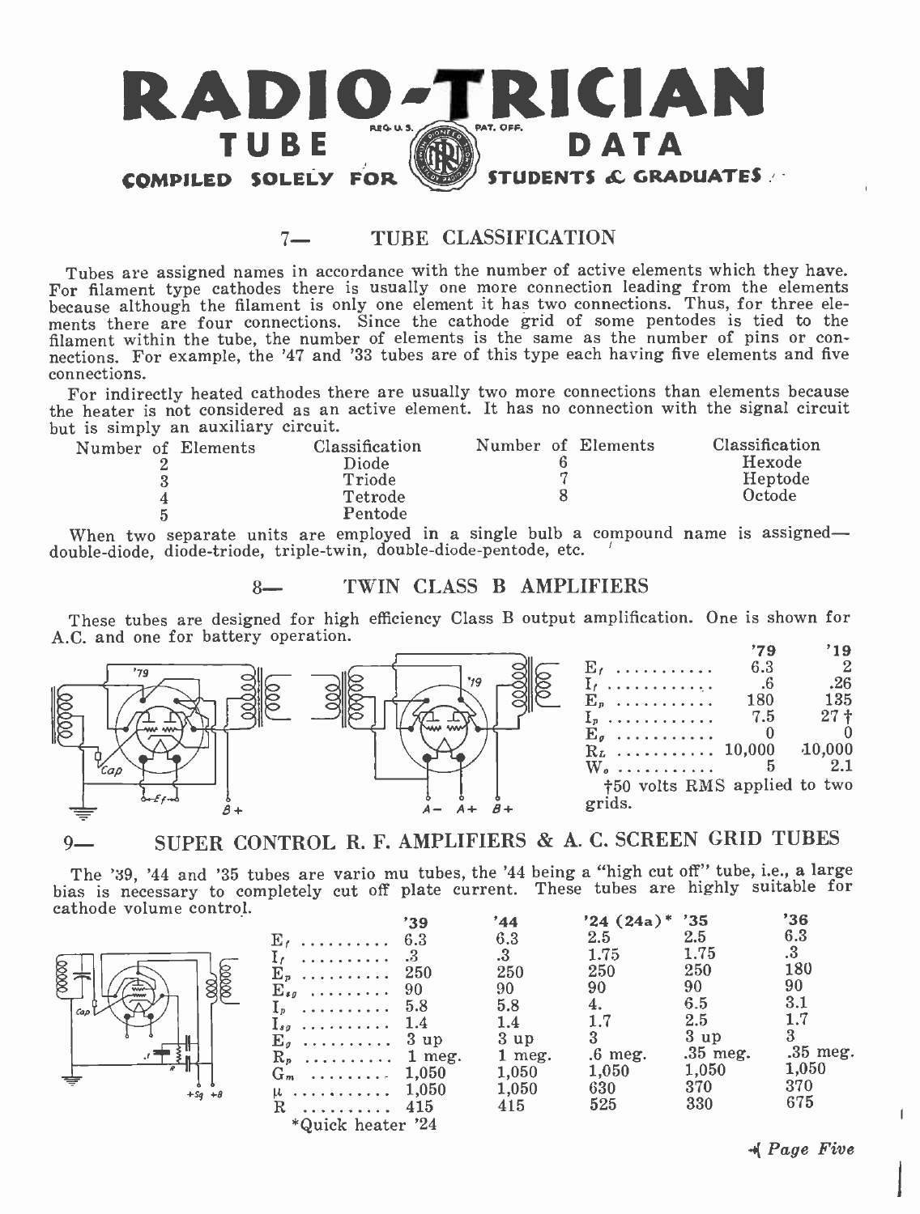# RADIO-TRICIAN TUBE DATA

COMPILED SOLELY FOR STUDENTS & GRADUATES

## 7— TUBE CLASSIFICATION

Tubes are assigned names in accordance with the number of active elements which they have. For filament type cathodes there is usually one more connection leading from the elements because although the filament is only one element it has two connections. Thus, for three elements there are four connections. Since the cathode grid of some pentodes is tied to the filament within the tube, the number of elements is the same as the number of pins or connections. For example, the '47 and '33 tubes are of this type each having five elements and five connections.

For indirectly heated cathodes there are usually two more connections than elements because the heater is not considered as an active element. It has no connection with the signal circuit but is simply an auxiliary circuit.

| Number of Elements | Classification | Number of Elements | Classification |
|---|---|---|---|
| 2 | Diode | 6 | Hexode |
| 3 | Triode | 7 | Heptode |
| 4 | Tetrode | 8 | Octode |
| 5 | Pentode | | |

When two separate units are employed in a single bulb a compound name is assigned—double-diode, diode-triode, triple-twin, double-diode-pentode, etc.

## 8— TWIN CLASS B AMPLIFIERS

These tubes are designed for high efficiency Class B output amplification. One is shown for A.C. and one for battery operation.

| | '79 | '19 |
|---|---|---|
| $E_f$ | 6.3 | 2 |
| $I_f$ | .6 | .26 |
| $E_p$ | 180 | 135 |
| $I_p$ | 7.5 | 27 † |
| $E_g$ | 0 | 0 |
| $R_L$ | 10,000 | 10,000 |
| $W_o$ | 5 | 2.1 |

†50 volts RMS applied to two grids.

## 9— SUPER CONTROL R. F. AMPLIFIERS & A. C. SCREEN GRID TUBES

The '39, '44 and '35 tubes are vario mu tubes, the '44 being a "high cut off" tube, i.e., a large bias is necessary to completely cut off plate current. These tubes are highly suitable for cathode volume control.

| | '39 | '44 | '24 (24a)* | '35 | '36 |
|---|---|---|---|---|---|
| $E_f$ | 6.3 | 6.3 | 2.5 | 2.5 | 6.3 |
| $I_f$ | .3 | .3 | 1.75 | 1.75 | .3 |
| $E_p$ | 250 | 250 | 250 | 250 | 180 |
| $E_{sg}$ | 90 | 90 | 90 | 90 | 90 |
| $I_p$ | 5.8 | 5.8 | 4. | 6.5 | 3.1 |
| $I_{sg}$ | 1.4 | 1.4 | 1.7 | 2.5 | 1.7 |
| $E_g$ | 3 up | 3 up | 3 | 3 up | 3 |
| $R_p$ | 1 meg. | 1 meg. | .6 meg. | .35 meg. | .35 meg. |
| $G_m$ | 1,050 | 1,050 | 1,050 | 1,050 | 1,050 |
| $\mu$ | 1,050 | 1,050 | 630 | 370 | 370 |
| R | 415 | 415 | 525 | 330 | 675 |

*Quick heater '24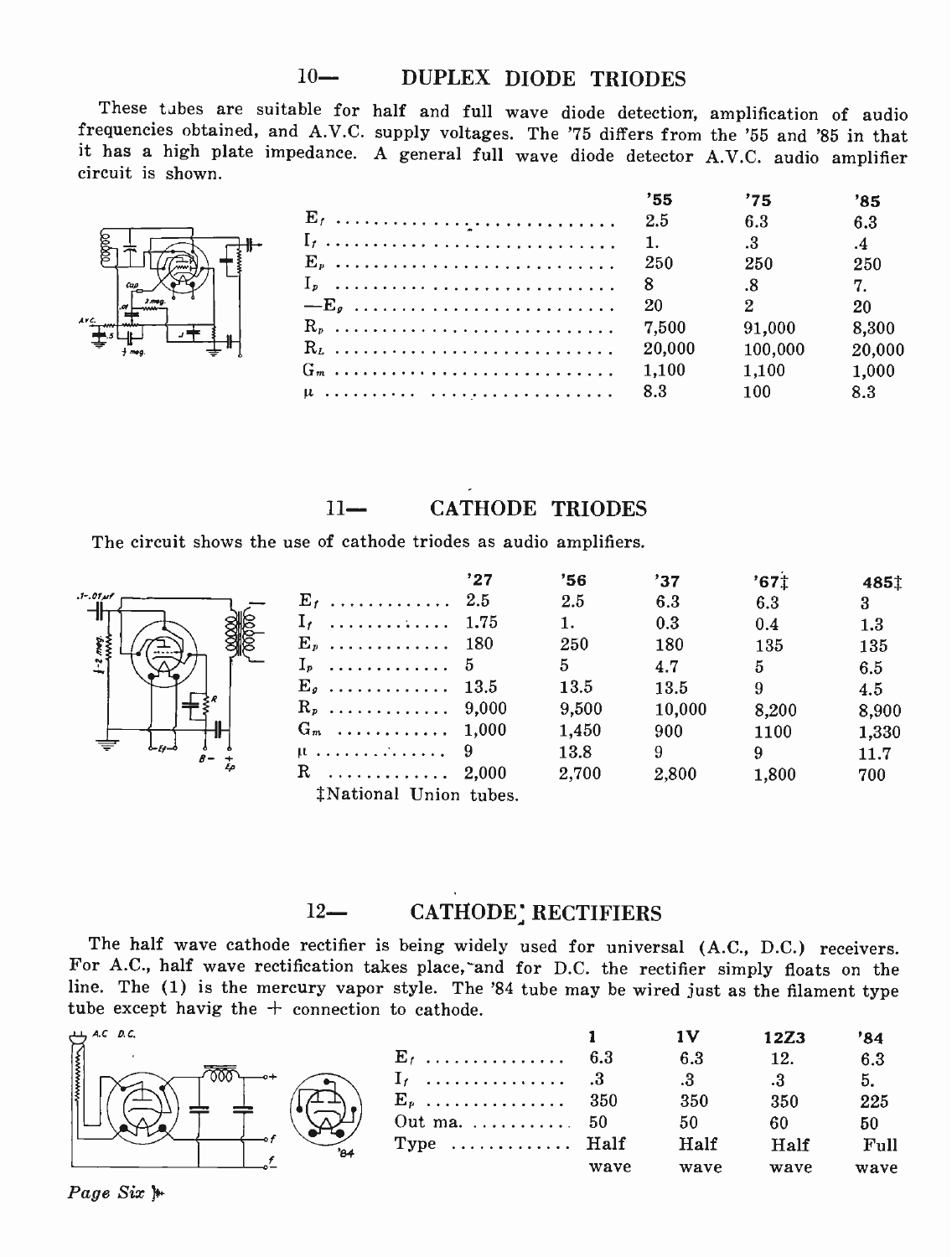## 10— DUPLEX DIODE TRIODES

These tubes are suitable for half and full wave diode detection, amplification of audio frequencies obtained, and A.V.C. supply voltages. The '75 differs from the '55 and '85 in that it has a high plate impedance. A general full wave diode detector A.V.C. audio amplifier circuit is shown.

| | '55 | '75 | '85 |
|---|---|---|---|
| $E_f$ | 2.5 | 6.3 | 6.3 |
| $I_f$ | 1. | .3 | .4 |
| $E_p$ | 250 | 250 | 250 |
| $I_p$ | 8 | .8 | 7. |
| $-E_g$ | 20 | 2 | 20 |
| $R_p$ | 7,500 | 91,000 | 8,300 |
| $R_L$ | 20,000 | 100,000 | 20,000 |
| $G_m$ | 1,100 | 1,100 | 1,000 |
| $\mu$ | 8.3 | 100 | 8.3 |

## 11— CATHODE TRIODES

The circuit shows the use of cathode triodes as audio amplifiers.

| | '27 | '56 | '37 | '67‡ | 485‡ |
|---|---|---|---|---|---|
| $E_f$ | 2.5 | 2.5 | 6.3 | 6.3 | 3 |
| $I_f$ | 1.75 | 1. | 0.3 | 0.4 | 1.3 |
| $E_p$ | 180 | 250 | 180 | 135 | 135 |
| $I_p$ | 5 | 5 | 4.7 | 5 | 6.5 |
| $E_g$ | 13.5 | 13.5 | 13.5 | 9 | 4.5 |
| $R_p$ | 9,000 | 9,500 | 10,000 | 8,200 | 8,900 |
| $G_m$ | 1,000 | 1,450 | 900 | 1100 | 1,330 |
| $\mu$ | 9 | 13.8 | 9 | 9 | 11.7 |
| R | 2,000 | 2,700 | 2,800 | 1,800 | 700 |

‡National Union tubes.

## 12— CATHODE RECTIFIERS

The half wave cathode rectifier is being widely used for universal (A.C., D.C.) receivers. For A.C., half wave rectification takes place, and for D.C. the rectifier simply floats on the line. The (1) is the mercury vapor style. The '84 tube may be wired just as the filament type tube except havig the + connection to cathode.

| | 1 | 1V | 12Z3 | '84 |
|---|---|---|---|---|
| $E_f$ | 6.3 | 6.3 | 12. | 6.3 |
| $I_f$ | .3 | .3 | .3 | 5. |
| $E_p$ | 350 | 350 | 350 | 225 |
| Out ma. | 50 | 50 | 60 | 50 |
| Type | Half wave | Half wave | Half wave | Full wave |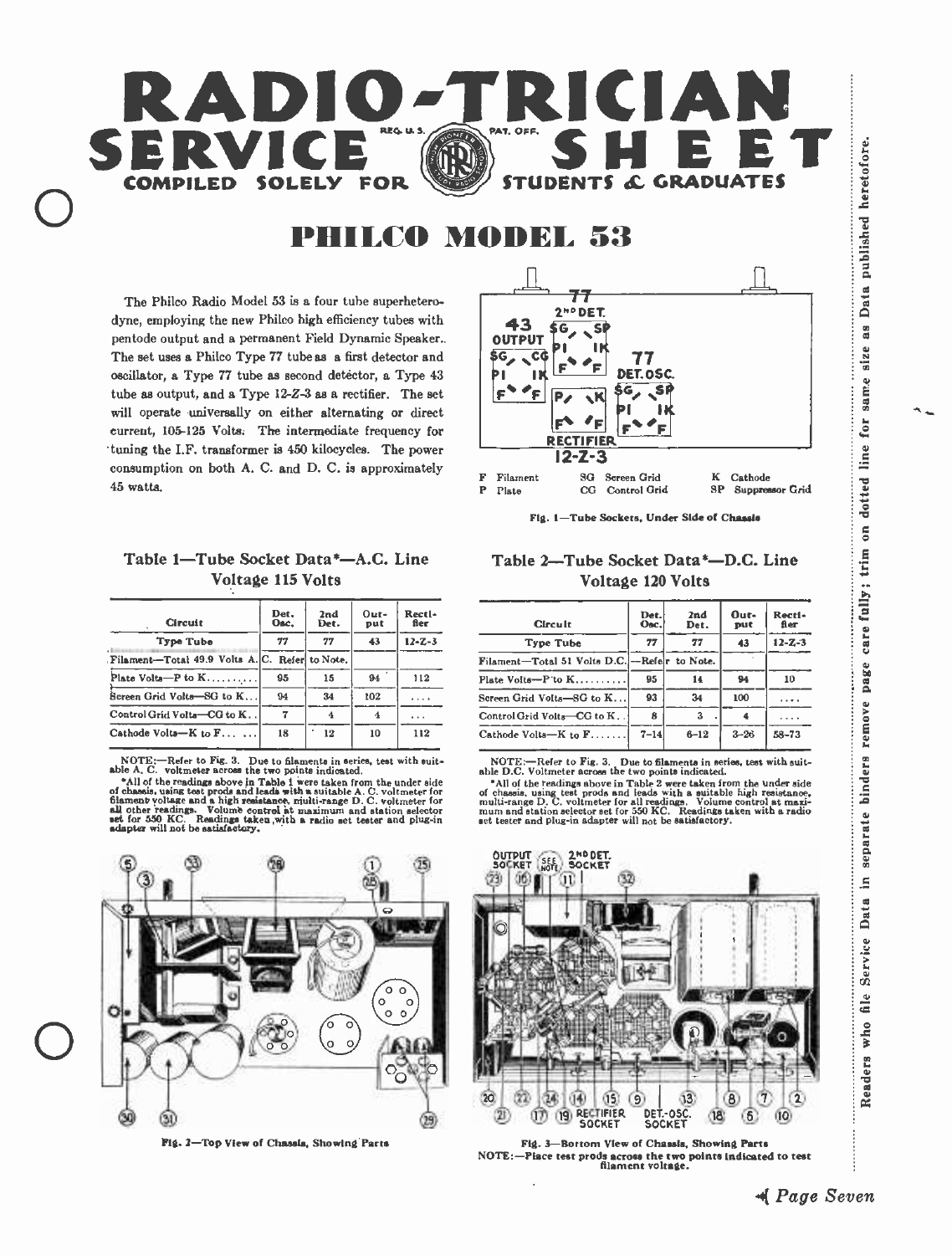# RADIO-TRICIAN SERVICE SHEET

REG. U. S. PAT. OFF.

COMPILED SOLELY FOR STUDENTS & GRADUATES

# PHILCO MODEL 53

The Philco Radio Model 53 is a four tube superheterodyne, employing the new Philco high efficiency tubes with pentode output and a permanent Field Dynamic Speaker. The set uses a Philco Type 77 tube as a first detector and oscillator, a Type 77 tube as second detector, a Type 43 tube as output, and a Type 12-Z-3 as a rectifier. The set will operate universally on either alternating or direct current, 105-125 Volts. The intermediate frequency for tuning the I.F. transformer is 450 kilocycles. The power consumption on both A. C. and D. C. is approximately 45 watts.

F Filament  SG Screen Grid  K Cathode
P Plate  CG Control Grid  SP Suppressor Grid

Fig. 1—Tube Sockets, Under Side of Chassis

### Table 1—Tube Socket Data*—A.C. Line Voltage 115 Volts

| Circuit | Det. Osc. | 2nd Det. | Output | Rectifier |
|---|---|---|---|---|
| Type Tube | 77 | 77 | 43 | 12-Z-3 |
| Filament—Total 49.9 Volts A.C. | Refer to Note. | | | |
| Plate Volts—P to K | 95 | 15 | 94 | 112 |
| Screen Grid Volts—SG to K | 94 | 34 | 102 | .... |
| Control Grid Volts—CG to K | 7 | 4 | 4 | ... |
| Cathode Volts—K to F | 18 | 12 | 10 | 112 |

NOTE:—Refer to Fig. 3. Due to filaments in series, test with suitable A. C. voltmeter across the two points indicated.

*All of the readings above in Table 1 were taken from the under side of chassis, using test prods and leads with a suitable A. C. voltmeter for filament voltage and a high resistance, multi-range D. C. voltmeter for all other readings. Volume control at maximum and station selector set for 550 KC. Readings taken with a radio set tester and plug-in adapter will not be satisfactory.

### Table 2—Tube Socket Data*—D.C. Line Voltage 120 Volts

| Circuit | Det. Osc. | 2nd Det. | Output | Rectifier |
|---|---|---|---|---|
| Type Tube | 77 | 77 | 43 | 12-Z-3 |
| Filament—Total 51 Volts D.C. | Refer to Note. | | | |
| Plate Volts—P to K | 95 | 14 | 94 | 10 |
| Screen Grid Volts—SG to K | 93 | 34 | 100 | .... |
| Control Grid Volts—CG to K | 8 | 3 | 4 | .... |
| Cathode Volts—K to F | 7–14 | 6–12 | 3–26 | 58–73 |

NOTE:—Refer to Fig. 3. Due to filaments in series, test with suitable D.C. Voltmeter across the two points indicated.

*All of the readings above in Table 2 were taken from the under side of chassis, using test prods and leads with a suitable high resistance, multi-range D. C. voltmeter for all readings. Volume control at maximum and station selector set for 550 KC. Readings taken with a radio set tester and plug-in adapter will not be satisfactory.

Fig. 2—Top View of Chassis, Showing Parts

Fig. 3—Bottom View of Chassis, Showing Parts
NOTE:—Place test prods across the two points indicated to test filament voltage.

Readers who file Service Data in separate binders remove page care fully; trim on dotted line for same size as Data published heretofore.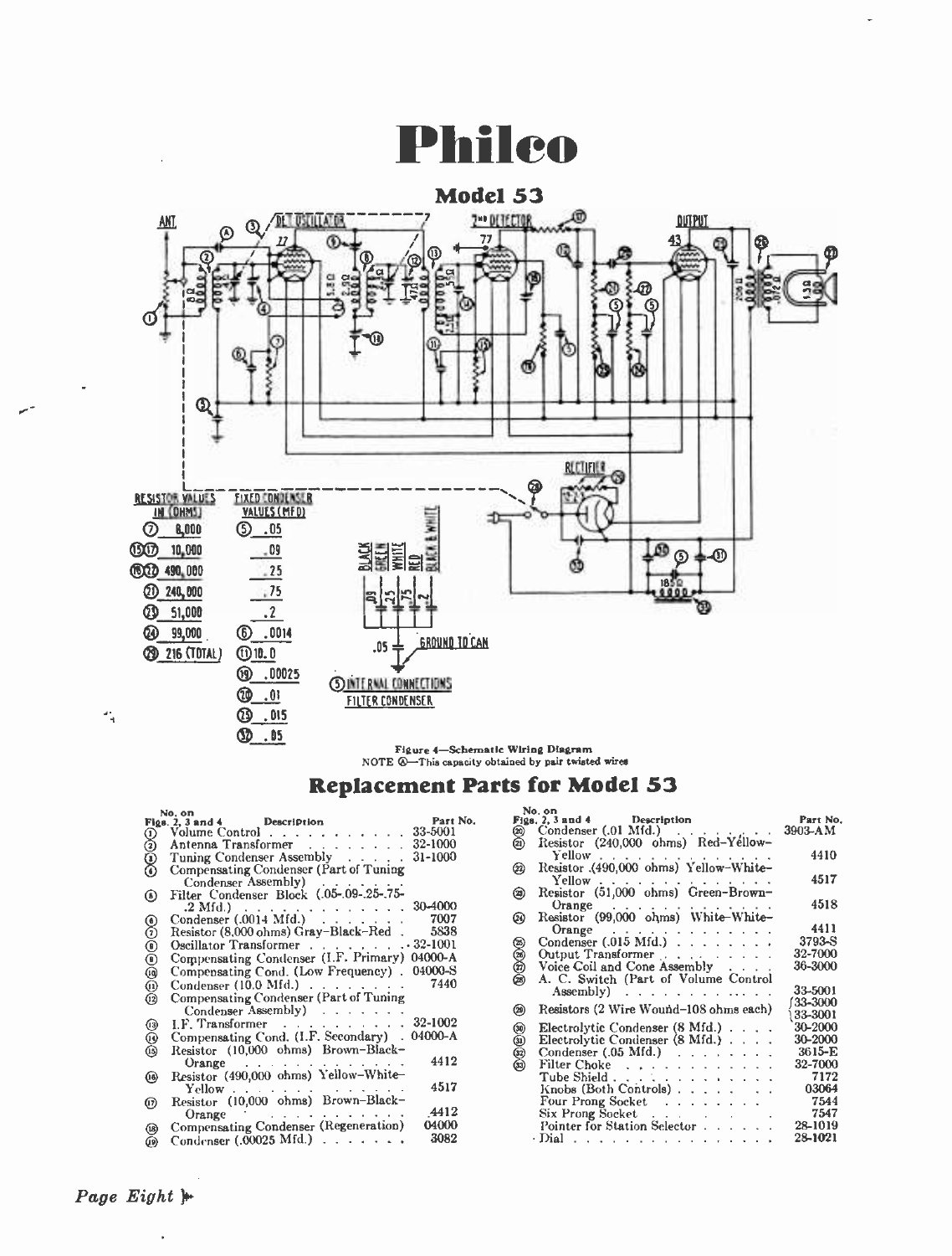# Philco

## Model 53

RESISTOR VALUES IN (OHMS)

| No. | Value |
|---|---|
| 7 | 8,000 |
| 15 17 | 10,000 |
| 16 22 | 490,000 |
| 21 | 240,000 |
| 23 | 51,000 |
| 24 | 99,000 |
| 29 | 216 (TOTAL) |

FIXED CONDENSER VALUES (MFD)

| No. | Value |
|---|---|
| 5 | .05 |
| | .09 |
| | .25 |
| | .75 |
| | .2 |
| 6 | .0014 |
| 11 | 10.0 |
| 19 | .00025 |
| 20 | .01 |
| 25 | .015 |
| 32 | .05 |

5 INTERNAL CONNECTIONS FILTER CONDENSER

Figure 4—Schematic Wiring Diagram
NOTE A—This capacity obtained by pair twisted wires

## Replacement Parts for Model 53

| No. on Figs. 2, 3 and 4 | Description | Part No. |
|---|---|---|
| 1 | Volume Control | 33-5001 |
| 2 | Antenna Transformer | 32-1000 |
| 3 | Tuning Condenser Assembly | 31-1000 |
| 4 | Compensating Condenser (Part of Tuning Condenser Assembly) | |
| 5 | Filter Condenser Block (.05-.09-.25-.75-.2 Mfd.) | 30-4000 |
| 6 | Condenser (.0014 Mfd.) | 7007 |
| 7 | Resistor (8,000 ohms) Gray-Black-Red | 5838 |
| 8 | Oscillator Transformer | 32-1001 |
| 9 | Compensating Condenser (I.F. Primary) | 04000-A |
| 10 | Compensating Cond. (Low Frequency) | 04000-S |
| 11 | Condenser (10.0 Mfd.) | 7440 |
| 12 | Compensating Condenser (Part of Tuning Condenser Assembly) | |
| 13 | I.F. Transformer | 32-1002 |
| 14 | Compensating Cond. (I.F. Secondary) | 04000-A |
| 15 | Resistor (10,000 ohms) Brown-Black-Orange | 4412 |
| 16 | Resistor (490,000 ohms) Yellow-White-Yellow | 4517 |
| 17 | Resistor (10,000 ohms) Brown-Black-Orange | 4412 |
| 18 | Compensating Condenser (Regeneration) | 04000 |
| 19 | Condenser (.00025 Mfd.) | 3082 |
| 20 | Condenser (.01 Mfd.) | 3903-AM |
| 21 | Resistor (240,000 ohms) Red-Yellow-Yellow | 4410 |
| 22 | Resistor (490,000 ohms) Yellow-White-Yellow | 4517 |
| 23 | Resistor (51,000 ohms) Green-Brown-Orange | 4518 |
| 24 | Resistor (99,000 ohms) White-White-Orange | 4411 |
| 25 | Condenser (.015 Mfd.) | 3793-S |
| 26 | Output Transformer | 32-7000 |
| 27 | Voice Coil and Cone Assembly | 36-3000 |
| 28 | A. C. Switch (Part of Volume Control Assembly) | 33-5001 |
| 29 | Resistors (2 Wire Wound–108 ohms each) | 33-3000 / 33-3001 |
| 30 | Electrolytic Condenser (8 Mfd.) | 30-2000 |
| 31 | Electrolytic Condenser (8 Mfd.) | 30-2000 |
| 32 | Condenser (.05 Mfd.) | 3615-E |
| 33 | Filter Choke | 32-7000 |
| | Tube Shield | 7172 |
| | Knobs (Both Controls) | 03064 |
| | Four Prong Socket | 7544 |
| | Six Prong Socket | 7547 |
| | Pointer for Station Selector | 28-1019 |
| | Dial | 28-1021 |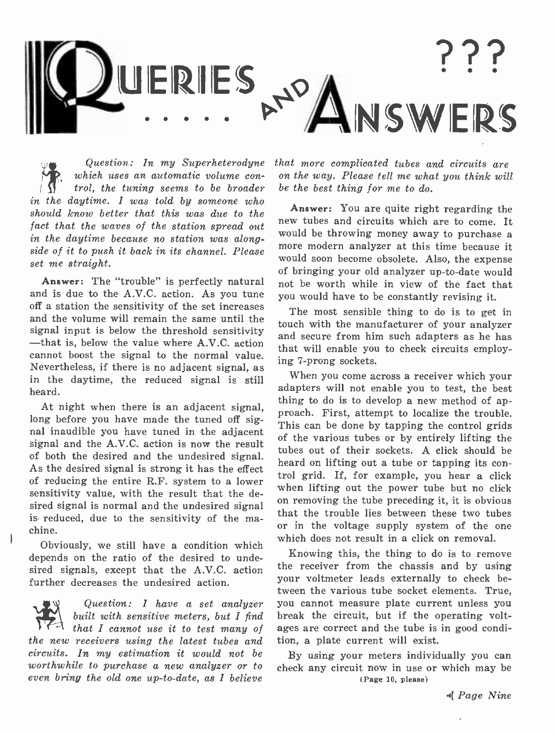# Queries and Answers ???

*Question: In my Superheterodyne which uses an automatic volume control, the tuning seems to be broader in the daytime. I was told by someone who should know better that this was due to the fact that the waves of the station spread out in the daytime because no station was alongside of it to push it back in its channel. Please set me straight.*

**Answer:** The "trouble" is perfectly natural and is due to the A.V.C. action. As you tune off a station the sensitivity of the set increases and the volume will remain the same until the signal input is below the threshold sensitivity—that is, below the value where A.V.C. action cannot boost the signal to the normal value. Nevertheless, if there is no adjacent signal, as in the daytime, the reduced signal is still heard.

At night when there is an adjacent signal, long before you have made the tuned off signal inaudible you have tuned in the adjacent signal and the A.V.C. action is now the result of both the desired and the undesired signal. As the desired signal is strong it has the effect of reducing the entire R.F. system to a lower sensitivity value, with the result that the desired signal is normal and the undesired signal is reduced, due to the sensitivity of the machine.

Obviously, we still have a condition which depends on the ratio of the desired to undesired signals, except that the A.V.C. action further decreases the undesired action.

*Question: I have a set analyzer built with sensitive meters, but I find that I cannot use it to test many of the new receivers using the latest tubes and circuits. In my estimation it would not be worthwhile to purchase a new analyzer or to even bring the old one up-to-date, as I believe that more complicated tubes and circuits are on the way. Please tell me what you think will be the best thing for me to do.*

**Answer:** You are quite right regarding the new tubes and circuits which are to come. It would be throwing money away to purchase a more modern analyzer at this time because it would soon become obsolete. Also, the expense of bringing your old analyzer up-to-date would not be worth while in view of the fact that you would have to be constantly revising it.

The most sensible thing to do is to get in touch with the manufacturer of your analyzer and secure from him such adapters as he has that will enable you to check circuits employing 7-prong sockets.

When you come across a receiver which your adapters will not enable you to test, the best thing to do is to develop a new method of approach. First, attempt to localize the trouble. This can be done by tapping the control grids of the various tubes or by entirely lifting the tubes out of their sockets. A click should be heard on lifting out a tube or tapping its control grid. If, for example, you hear a click when lifting out the power tube but no click on removing the tube preceding it, it is obvious that the trouble lies between these two tubes or in the voltage supply system of the one which does not result in a click on removal.

Knowing this, the thing to do is to remove the receiver from the chassis and by using your voltmeter leads externally to check between the various tube socket elements. True, you cannot measure plate current unless you break the circuit, but if the operating voltages are correct and the tube is in good condition, a plate current will exist.

By using your meters individually you can check any circuit now in use or which may be

(Page 10, please)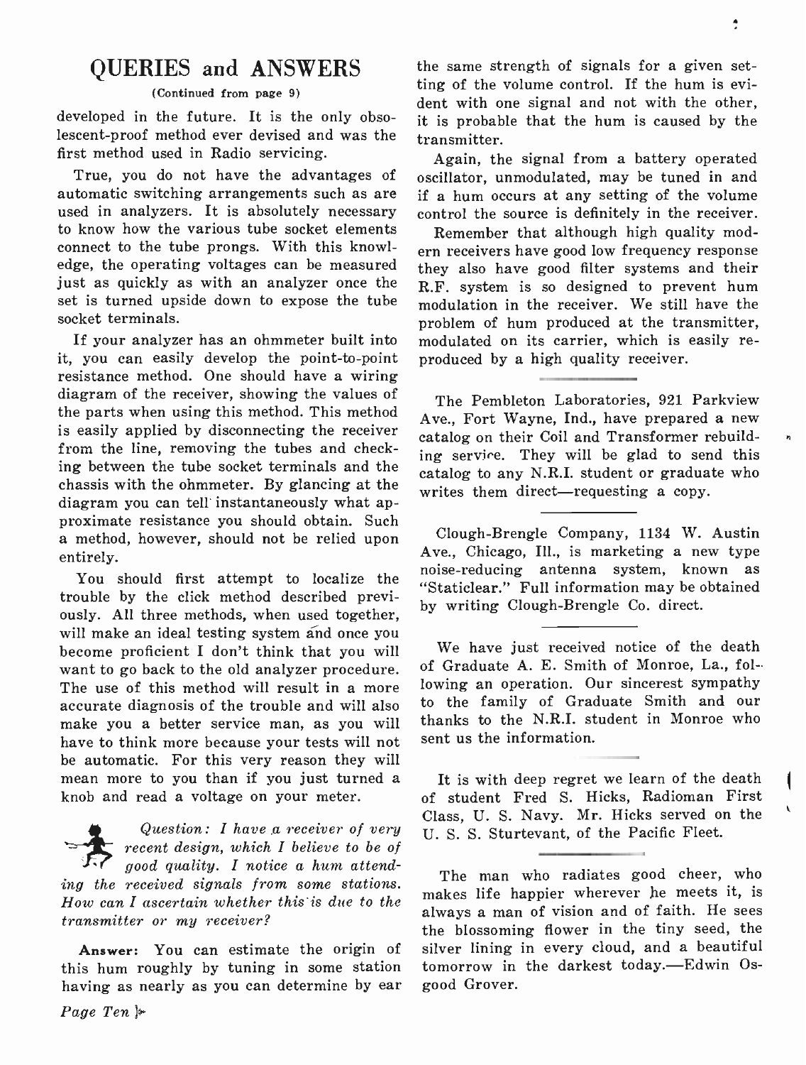## QUERIES and ANSWERS

(Continued from page 9)

developed in the future. It is the only obsolescent-proof method ever devised and was the first method used in Radio servicing.

True, you do not have the advantages of automatic switching arrangements such as are used in analyzers. It is absolutely necessary to know how the various tube socket elements connect to the tube prongs. With this knowledge, the operating voltages can be measured just as quickly as with an analyzer once the set is turned upside down to expose the tube socket terminals.

If your analyzer has an ohmmeter built into it, you can easily develop the point-to-point resistance method. One should have a wiring diagram of the receiver, showing the values of the parts when using this method. This method is easily applied by disconnecting the receiver from the line, removing the tubes and checking between the tube socket terminals and the chassis with the ohmmeter. By glancing at the diagram you can tell instantaneously what approximate resistance you should obtain. Such a method, however, should not be relied upon entirely.

You should first attempt to localize the trouble by the click method described previously. All three methods, when used together, will make an ideal testing system and once you become proficient I don't think that you will want to go back to the old analyzer procedure. The use of this method will result in a more accurate diagnosis of the trouble and will also make you a better service man, as you will have to think more because your tests will not be automatic. For this very reason they will mean more to you than if you just turned a knob and read a voltage on your meter.

*Question: I have a receiver of very recent design, which I believe to be of good quality. I notice a hum attending the received signals from some stations. How can I ascertain whether this is due to the transmitter or my receiver?*

**Answer:** You can estimate the origin of this hum roughly by tuning in some station having as nearly as you can determine by ear the same strength of signals for a given setting of the volume control. If the hum is evident with one signal and not with the other, it is probable that the hum is caused by the transmitter.

Again, the signal from a battery operated oscillator, unmodulated, may be tuned in and if a hum occurs at any setting of the volume control the source is definitely in the receiver.

Remember that although high quality modern receivers have good low frequency response they also have good filter systems and their R.F. system is so designed to prevent hum modulation in the receiver. We still have the problem of hum produced at the transmitter, modulated on its carrier, which is easily reproduced by a high quality receiver.

---

The Pembleton Laboratories, 921 Parkview Ave., Fort Wayne, Ind., have prepared a new catalog on their Coil and Transformer rebuilding service. They will be glad to send this catalog to any N.R.I. student or graduate who writes them direct—requesting a copy.

---

Clough-Brengle Company, 1134 W. Austin Ave., Chicago, Ill., is marketing a new type noise-reducing antenna system, known as "Staticlear." Full information may be obtained by writing Clough-Brengle Co. direct.

---

We have just received notice of the death of Graduate A. E. Smith of Monroe, La., following an operation. Our sincerest sympathy to the family of Graduate Smith and our thanks to the N.R.I. student in Monroe who sent us the information.

---

It is with deep regret we learn of the death of student Fred S. Hicks, Radioman First Class, U. S. Navy. Mr. Hicks served on the U. S. S. Sturtevant, of the Pacific Fleet.

---

The man who radiates good cheer, who makes life happier wherever he meets it, is always a man of vision and of faith. He sees the blossoming flower in the tiny seed, the silver lining in every cloud, and a beautiful tomorrow in the darkest today.—Edwin Osgood Grover.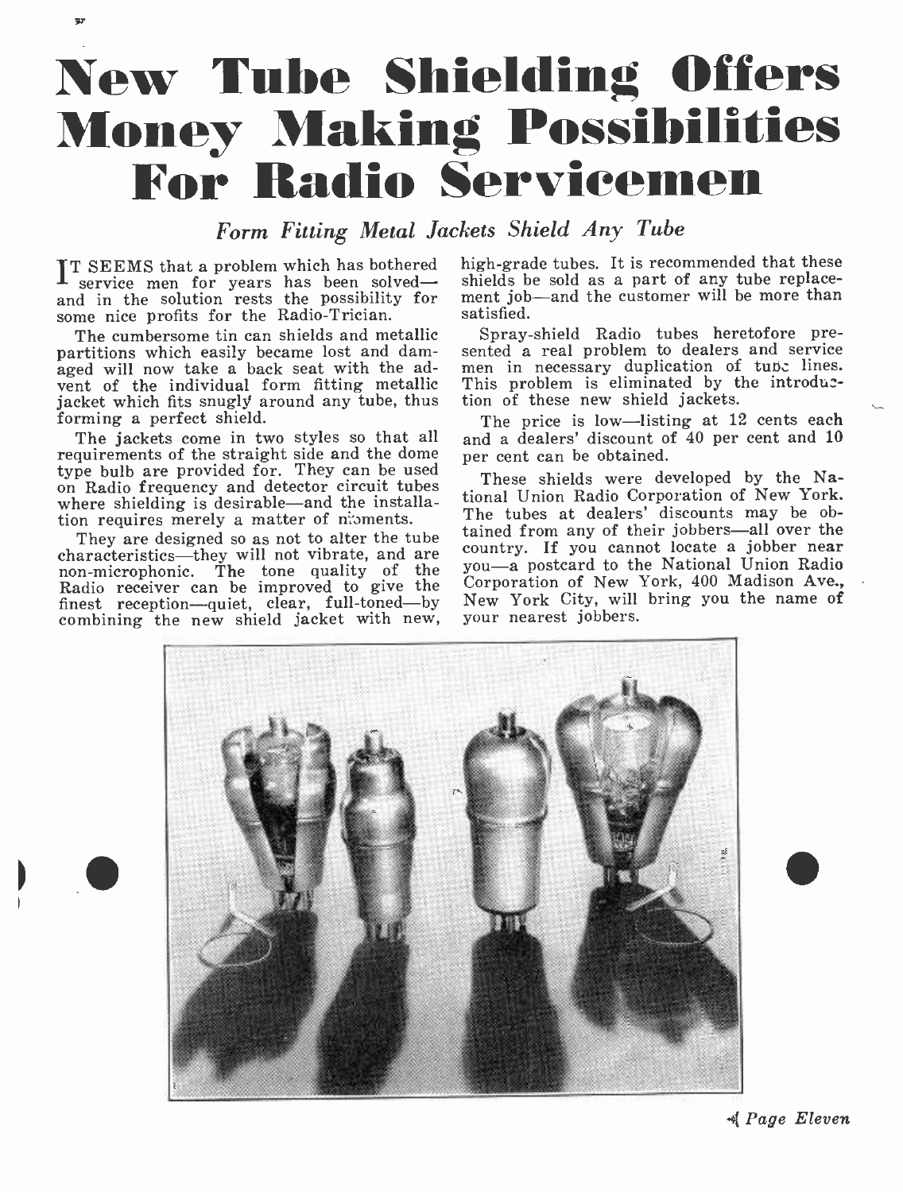# New Tube Shielding Offers Money Making Possibilities For Radio Servicemen

*Form Fitting Metal Jackets Shield Any Tube*

IT SEEMS that a problem which has bothered service men for years has been solved—and in the solution rests the possibility for some nice profits for the Radio-Trician.

The cumbersome tin can shields and metallic partitions which easily became lost and damaged will now take a back seat with the advent of the individual form fitting metallic jacket which fits snugly around any tube, thus forming a perfect shield.

The jackets come in two styles so that all requirements of the straight side and the dome type bulb are provided for. They can be used on Radio frequency and detector circuit tubes where shielding is desirable—and the installation requires merely a matter of moments.

They are designed so as not to alter the tube characteristics—they will not vibrate, and are non-microphonic. The tone quality of the Radio receiver can be improved to give the finest reception—quiet, clear, full-toned—by combining the new shield jacket with new, high-grade tubes. It is recommended that these shields be sold as a part of any tube replacement job—and the customer will be more than satisfied.

Spray-shield Radio tubes heretofore presented a real problem to dealers and service men in necessary duplication of tube lines. This problem is eliminated by the introduction of these new shield jackets.

The price is low—listing at 12 cents each and a dealers' discount of 40 per cent and 10 per cent can be obtained.

These shields were developed by the National Union Radio Corporation of New York. The tubes at dealers' discounts may be obtained from any of their jobbers—all over the country. If you cannot locate a jobber near you—a postcard to the National Union Radio Corporation of New York, 400 Madison Ave., New York City, will bring you the name of your nearest jobbers.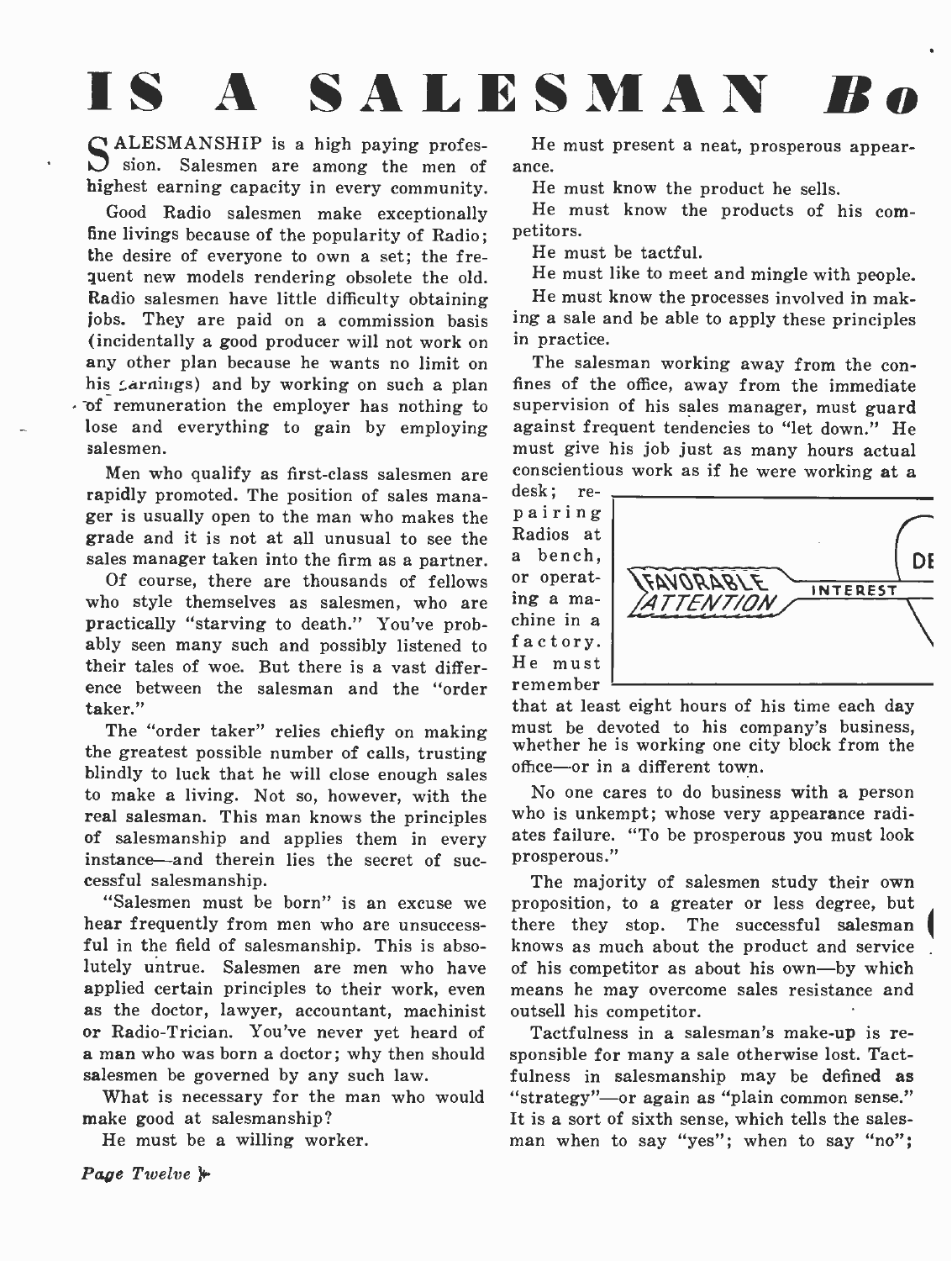# IS A SALESMAN *Bo*

SALESMANSHIP is a high paying profession. Salesmen are among the men of highest earning capacity in every community.

Good Radio salesmen make exceptionally fine livings because of the popularity of Radio; the desire of everyone to own a set; the frequent new models rendering obsolete the old. Radio salesmen have little difficulty obtaining jobs. They are paid on a commission basis (incidentally a good producer will not work on any other plan because he wants no limit on his earnings) and by working on such a plan of remuneration the employer has nothing to lose and everything to gain by employing salesmen.

Men who qualify as first-class salesmen are rapidly promoted. The position of sales manager is usually open to the man who makes the grade and it is not at all unusual to see the sales manager taken into the firm as a partner.

Of course, there are thousands of fellows who style themselves as salesmen, who are practically "starving to death." You've probably seen many such and possibly listened to their tales of woe. But there is a vast difference between the salesman and the "order taker."

The "order taker" relies chiefly on making the greatest possible number of calls, trusting blindly to luck that he will close enough sales to make a living. Not so, however, with the real salesman. This man knows the principles of salesmanship and applies them in every instance—and therein lies the secret of successful salesmanship.

"Salesmen must be born" is an excuse we hear frequently from men who are unsuccessful in the field of salesmanship. This is absolutely untrue. Salesmen are men who have applied certain principles to their work, even as the doctor, lawyer, accountant, machinist or Radio-Trician. You've never yet heard of a man who was born a doctor; why then should salesmen be governed by any such law.

What is necessary for the man who would make good at salesmanship?

He must be a willing worker.

He must present a neat, prosperous appearance.

He must know the product he sells.

He must know the products of his competitors.

He must be tactful.

He must like to meet and mingle with people.

He must know the processes involved in making a sale and be able to apply these principles in practice.

The salesman working away from the confines of the office, away from the immediate supervision of his sales manager, must guard against frequent tendencies to "let down." He must give his job just as many hours actual conscientious work as if he were working at a desk; repairing Radios at a bench, or operating a machine in a factory. He must remember that at least eight hours of his time each day must be devoted to his company's business, whether he is working one city block from the office—or in a different town.

FAVORABLE ATTENTION — INTEREST — DE

No one cares to do business with a person who is unkempt; whose very appearance radiates failure. "To be prosperous you must look prosperous."

The majority of salesmen study their own proposition, to a greater or less degree, but there they stop. The successful salesman knows as much about the product and service of his competitor as about his own—by which means he may overcome sales resistance and outsell his competitor.

Tactfulness in a salesman's make-up is responsible for many a sale otherwise lost. Tactfulness in salesmanship may be defined as "strategy"—or again as "plain common sense." It is a sort of sixth sense, which tells the salesman when to say "yes"; when to say "no";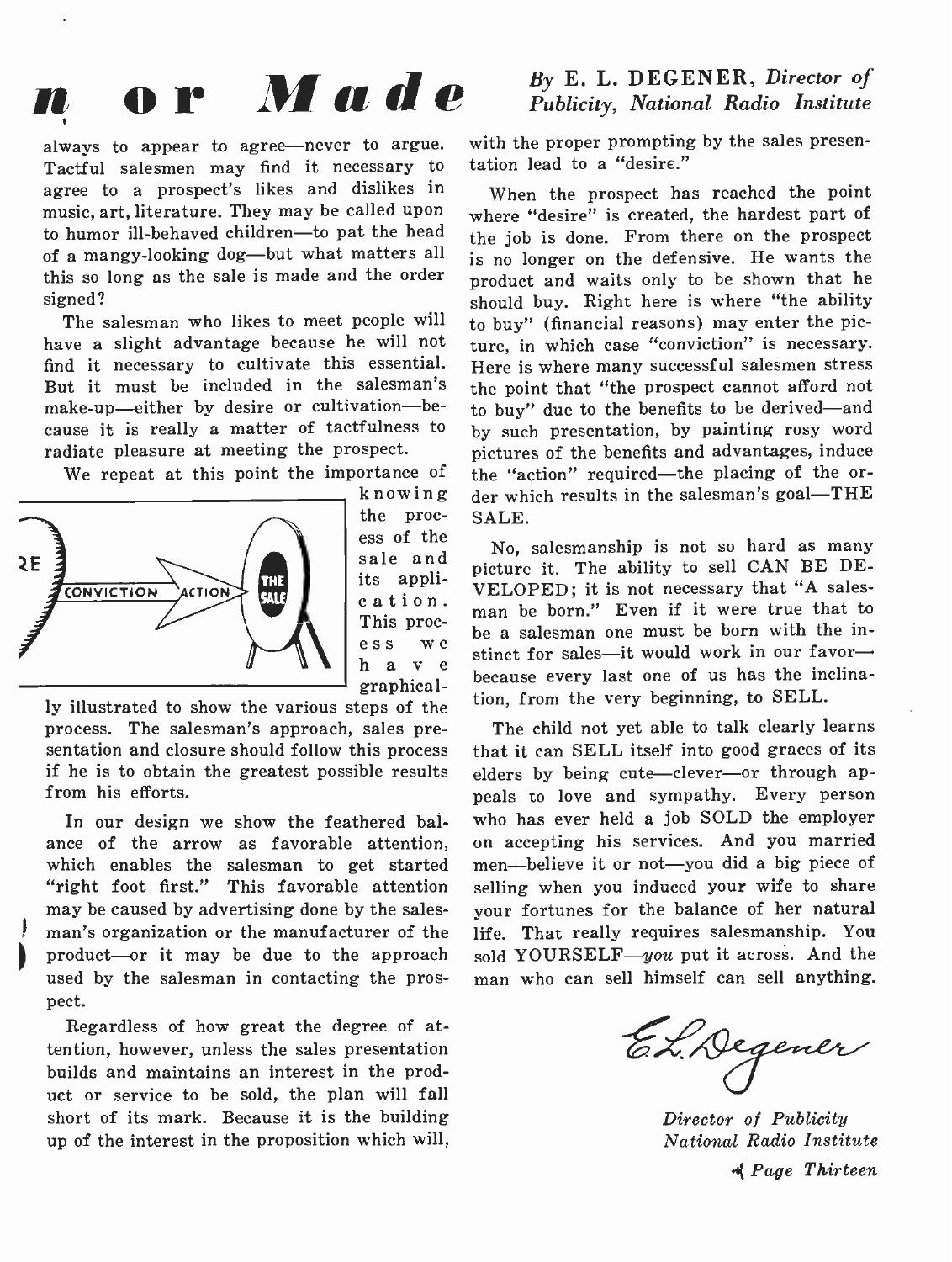# n or Made

*By* E. L. DEGENER, *Director of Publicity, National Radio Institute*

always to appear to agree—never to argue. Tactful salesmen may find it necessary to agree to a prospect's likes and dislikes in music, art, literature. They may be called upon to humor ill-behaved children—to pat the head of a mangy-looking dog—but what matters all this so long as the sale is made and the order signed?

The salesman who likes to meet people will have a slight advantage because he will not find it necessary to cultivate this essential. But it must be included in the salesman's make-up—either by desire or cultivation—because it is really a matter of tactfulness to radiate pleasure at meeting the prospect.

We repeat at this point the importance of knowing the process of the sale and its application. This process we have graphically illustrated to show the various steps of the process. The salesman's approach, sales presentation and closure should follow this process if he is to obtain the greatest possible results from his efforts.

RE — CONVICTION — ACTION — THE SALE

In our design we show the feathered balance of the arrow as favorable attention, which enables the salesman to get started "right foot first." This favorable attention may be caused by advertising done by the salesman's organization or the manufacturer of the product—or it may be due to the approach used by the salesman in contacting the prospect.

Regardless of how great the degree of attention, however, unless the sales presentation builds and maintains an interest in the product or service to be sold, the plan will fall short of its mark. Because it is the building up of the interest in the proposition which will, with the proper prompting by the sales presentation lead to a "desire."

When the prospect has reached the point where "desire" is created, the hardest part of the job is done. From there on the prospect is no longer on the defensive. He wants the product and waits only to be shown that he should buy. Right here is where "the ability to buy" (financial reasons) may enter the picture, in which case "conviction" is necessary. Here is where many successful salesmen stress the point that "the prospect cannot afford not to buy" due to the benefits to be derived—and by such presentation, by painting rosy word pictures of the benefits and advantages, induce the "action" required—the placing of the order which results in the salesman's goal—THE SALE.

No, salesmanship is not so hard as many picture it. The ability to sell CAN BE DEVELOPED; it is not necessary that "A salesman be born." Even if it were true that to be a salesman one must be born with the instinct for sales—it would work in our favor—because every last one of us has the inclination, from the very beginning, to SELL.

The child not yet able to talk clearly learns that it can SELL itself into good graces of its elders by being cute—clever—or through appeals to love and sympathy. Every person who has ever held a job SOLD the employer on accepting his services. And you married men—believe it or not—you did a big piece of selling when you induced your wife to share your fortunes for the balance of her natural life. That really requires salesmanship. You sold YOURSELF—*you* put it across. And the man who can sell himself can sell anything.

E. L. Degener

*Director of Publicity*
*National Radio Institute*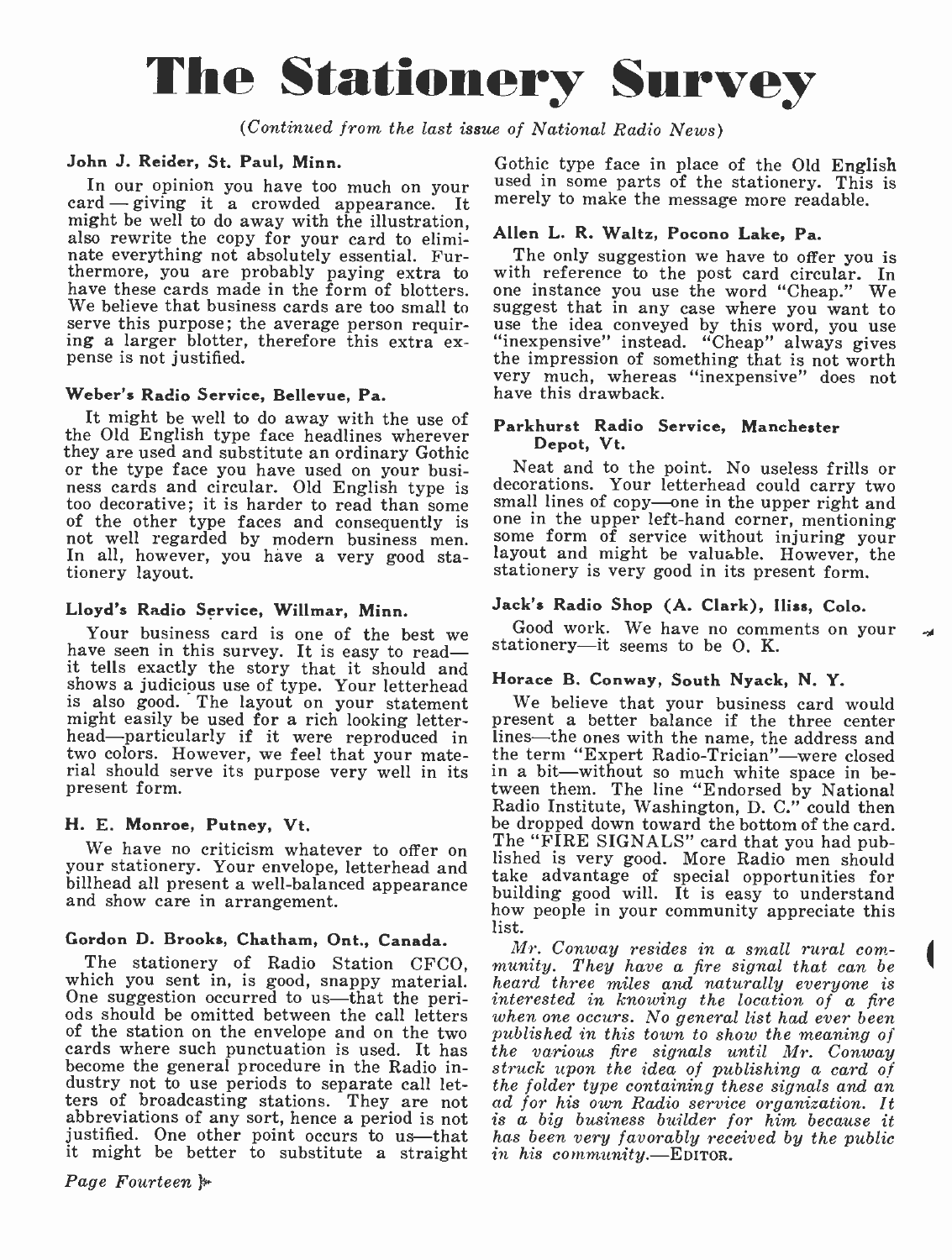// The Stationery Survey

*(Continued from the last issue of National Radio News)*

### John J. Reider, St. Paul, Minn.

In our opinion you have too much on your card — giving it a crowded appearance. It might be well to do away with the illustration, also rewrite the copy for your card to eliminate everything not absolutely essential. Furthermore, you are probably paying extra to have these cards made in the form of blotters. We believe that business cards are too small to serve this purpose; the average person requiring a larger blotter, therefore this extra expense is not justified.

### Weber's Radio Service, Bellevue, Pa.

It might be well to do away with the use of the Old English type face headlines wherever they are used and substitute an ordinary Gothic or the type face you have used on your business cards and circular. Old English type is too decorative; it is harder to read than some of the other type faces and consequently is not well regarded by modern business men. In all, however, you have a very good stationery layout.

### Lloyd's Radio Service, Willmar, Minn.

Your business card is one of the best we have seen in this survey. It is easy to read—it tells exactly the story that it should and shows a judicious use of type. Your letterhead is also good. The layout on your statement might easily be used for a rich looking letterhead—particularly if it were reproduced in two colors. However, we feel that your material should serve its purpose very well in its present form.

### H. E. Monroe, Putney, Vt.

We have no criticism whatever to offer on your stationery. Your envelope, letterhead and billhead all present a well-balanced appearance and show care in arrangement.

### Gordon D. Brooks, Chatham, Ont., Canada.

The stationery of Radio Station CFCO, which you sent in, is good, snappy material. One suggestion occurred to us—that the periods should be omitted between the call letters of the station on the envelope and on the two cards where such punctuation is used. It has become the general procedure in the Radio industry not to use periods to separate call letters of broadcasting stations. They are not abbreviations of any sort, hence a period is not justified. One other point occurs to us—that it might be better to substitute a straight Gothic type face in place of the Old English used in some parts of the stationery. This is merely to make the message more readable.

### Allen L. R. Waltz, Pocono Lake, Pa.

The only suggestion we have to offer you is with reference to the post card circular. In one instance you use the word "Cheap." We suggest that in any case where you want to use the idea conveyed by this word, you use "inexpensive" instead. "Cheap" always gives the impression of something that is not worth very much, whereas "inexpensive" does not have this drawback.

### Parkhurst Radio Service, Manchester Depot, Vt.

Neat and to the point. No useless frills or decorations. Your letterhead could carry two small lines of copy—one in the upper right and one in the upper left-hand corner, mentioning some form of service without injuring your layout and might be valuable. However, the stationery is very good in its present form.

### Jack's Radio Shop (A. Clark), Iliss, Colo.

Good work. We have no comments on your stationery—it seems to be O. K.

### Horace B. Conway, South Nyack, N. Y.

We believe that your business card would present a better balance if the three center lines—the ones with the name, the address and the term "Expert Radio-Trician"—were closed in a bit—without so much white space in between them. The line "Endorsed by National Radio Institute, Washington, D. C." could then be dropped down toward the bottom of the card. The "FIRE SIGNALS" card that you had published is very good. More Radio men should take advantage of special opportunities for building good will. It is easy to understand how people in your community appreciate this list.

*Mr. Conway resides in a small rural community. They have a fire signal that can be heard three miles and naturally everyone is interested in knowing the location of a fire when one occurs. No general list had ever been published in this town to show the meaning of the various fire signals until Mr. Conway struck upon the idea of publishing a card of the folder type containing these signals and an ad for his own Radio service organization. It is a big business builder for him because it has been very favorably received by the public in his community.*—EDITOR.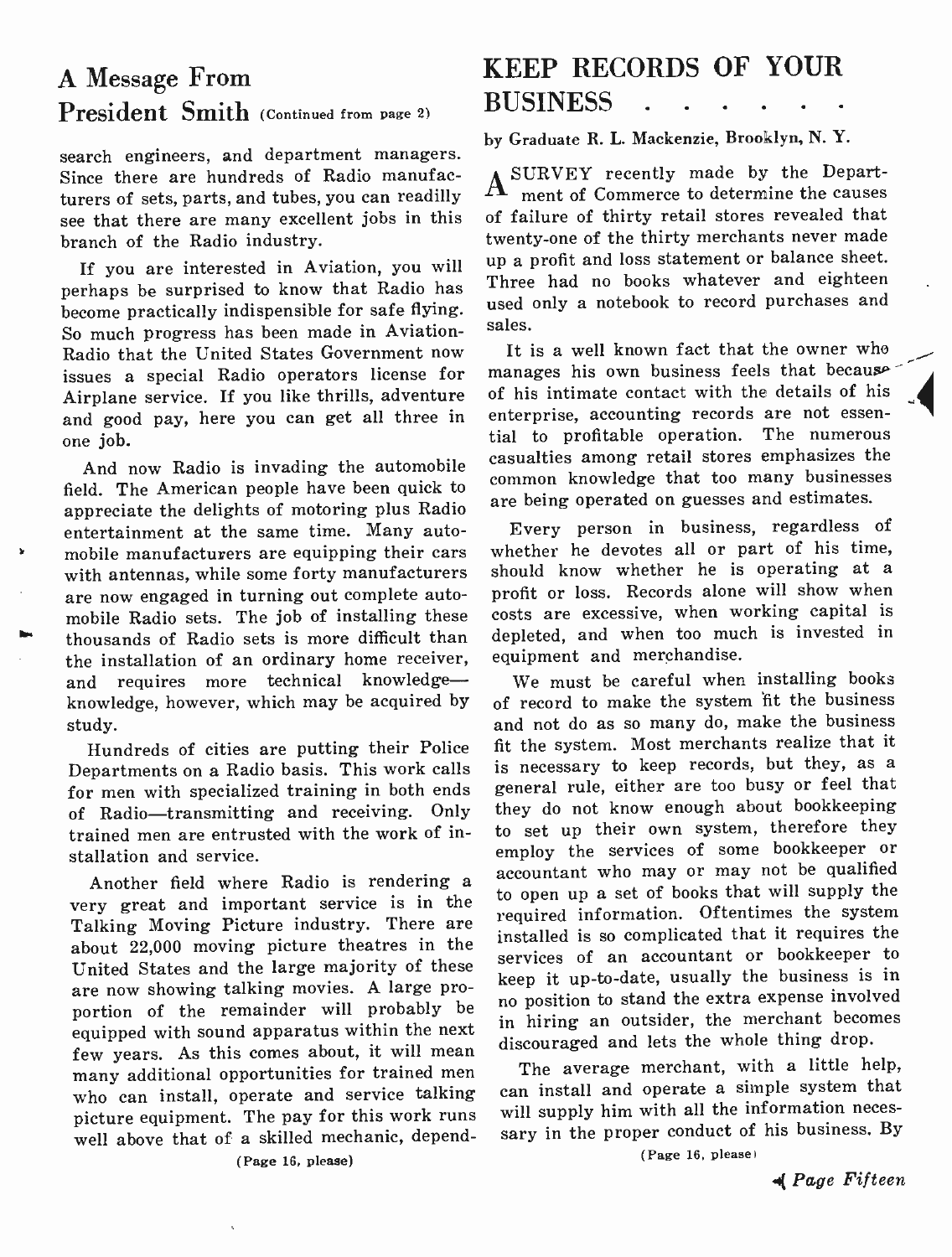## A Message From President Smith (Continued from page 2)

search engineers, and department managers. Since there are hundreds of Radio manufacturers of sets, parts, and tubes, you can readilly see that there are many excellent jobs in this branch of the Radio industry.

If you are interested in Aviation, you will perhaps be surprised to know that Radio has become practically indispensible for safe flying. So much progress has been made in Aviation-Radio that the United States Government now issues a special Radio operators license for Airplane service. If you like thrills, adventure and good pay, here you can get all three in one job.

And now Radio is invading the automobile field. The American people have been quick to appreciate the delights of motoring plus Radio entertainment at the same time. Many automobile manufacturers are equipping their cars with antennas, while some forty manufacturers are now engaged in turning out complete automobile Radio sets. The job of installing these thousands of Radio sets is more difficult than the installation of an ordinary home receiver, and requires more technical knowledge—knowledge, however, which may be acquired by study.

Hundreds of cities are putting their Police Departments on a Radio basis. This work calls for men with specialized training in both ends of Radio—transmitting and receiving. Only trained men are entrusted with the work of installation and service.

Another field where Radio is rendering a very great and important service is in the Talking Moving Picture industry. There are about 22,000 moving picture theatres in the United States and the large majority of these are now showing talking movies. A large proportion of the remainder will probably be equipped with sound apparatus within the next few years. As this comes about, it will mean many additional opportunities for trained men who can install, operate and service talking picture equipment. The pay for this work runs well above that of a skilled mechanic, depend-

(Page 16, please)

## KEEP RECORDS OF YOUR BUSINESS . . . . . .

by Graduate R. L. Mackenzie, Brooklyn, N. Y.

A SURVEY recently made by the Department of Commerce to determine the causes of failure of thirty retail stores revealed that twenty-one of the thirty merchants never made up a profit and loss statement or balance sheet. Three had no books whatever and eighteen used only a notebook to record purchases and sales.

It is a well known fact that the owner who manages his own business feels that because of his intimate contact with the details of his enterprise, accounting records are not essential to profitable operation. The numerous casualties among retail stores emphasizes the common knowledge that too many businesses are being operated on guesses and estimates.

Every person in business, regardless of whether he devotes all or part of his time, should know whether he is operating at a profit or loss. Records alone will show when costs are excessive, when working capital is depleted, and when too much is invested in equipment and merchandise.

We must be careful when installing books of record to make the system fit the business and not do as so many do, make the business fit the system. Most merchants realize that it is necessary to keep records, but they, as a general rule, either are too busy or feel that they do not know enough about bookkeeping to set up their own system, therefore they employ the services of some bookkeeper or accountant who may or may not be qualified to open up a set of books that will supply the required information. Oftentimes the system installed is so complicated that it requires the services of an accountant or bookkeeper to keep it up-to-date, usually the business is in no position to stand the extra expense involved in hiring an outsider, the merchant becomes discouraged and lets the whole thing drop.

The average merchant, with a little help, can install and operate a simple system that will supply him with all the information necessary in the proper conduct of his business. By

(Page 16, please)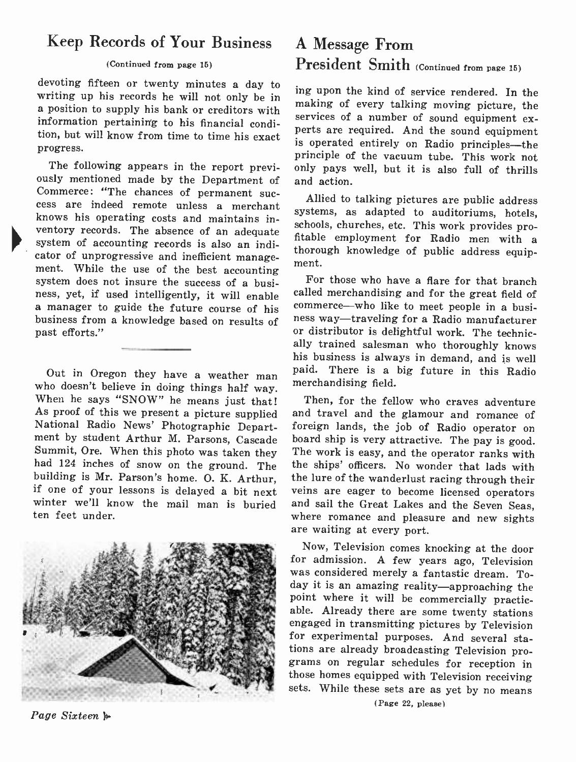## Keep Records of Your Business

(Continued from page 15)

devoting fifteen or twenty minutes a day to writing up his records he will not only be in a position to supply his bank or creditors with information pertaining to his financial condition, but will know from time to time his exact progress.

The following appears in the report previously mentioned made by the Department of Commerce: "The chances of permanent success are indeed remote unless a merchant knows his operating costs and maintains inventory records. The absence of an adequate system of accounting records is also an indicator of unprogressive and inefficient management. While the use of the best accounting system does not insure the success of a business, yet, if used intelligently, it will enable a manager to guide the future course of his business from a knowledge based on results of past efforts."

---

Out in Oregon they have a weather man who doesn't believe in doing things half way. When he says "SNOW" he means just that! As proof of this we present a picture supplied National Radio News' Photographic Department by student Arthur M. Parsons, Cascade Summit, Ore. When this photo was taken they had 124 inches of snow on the ground. The building is Mr. Parson's home. O. K. Arthur, if one of your lessons is delayed a bit next winter we'll know the mail man is buried ten feet under.

## A Message From President Smith (Continued from page 15)

ing upon the kind of service rendered. In the making of every talking moving picture, the services of a number of sound equipment experts are required. And the sound equipment is operated entirely on Radio principles—the principle of the vacuum tube. This work not only pays well, but it is also full of thrills and action.

Allied to talking pictures are public address systems, as adapted to auditoriums, hotels, schools, churches, etc. This work provides profitable employment for Radio men with a thorough knowledge of public address equipment.

For those who have a flare for that branch called merchandising and for the great field of commerce—who like to meet people in a business way—traveling for a Radio manufacturer or distributor is delightful work. The technically trained salesman who thoroughly knows his business is always in demand, and is well paid. There is a big future in this Radio merchandising field.

Then, for the fellow who craves adventure and travel and the glamour and romance of foreign lands, the job of Radio operator on board ship is very attractive. The pay is good. The work is easy, and the operator ranks with the ships' officers. No wonder that lads with the lure of the wanderlust racing through their veins are eager to become licensed operators and sail the Great Lakes and the Seven Seas, where romance and pleasure and new sights are waiting at every port.

Now, Television comes knocking at the door for admission. A few years ago, Television was considered merely a fantastic dream. Today it is an amazing reality—approaching the point where it will be commercially practicable. Already there are some twenty stations engaged in transmitting pictures by Television for experimental purposes. And several stations are already broadcasting Television programs on regular schedules for reception in those homes equipped with Television receiving sets. While these sets are as yet by no means

(Page 22, please)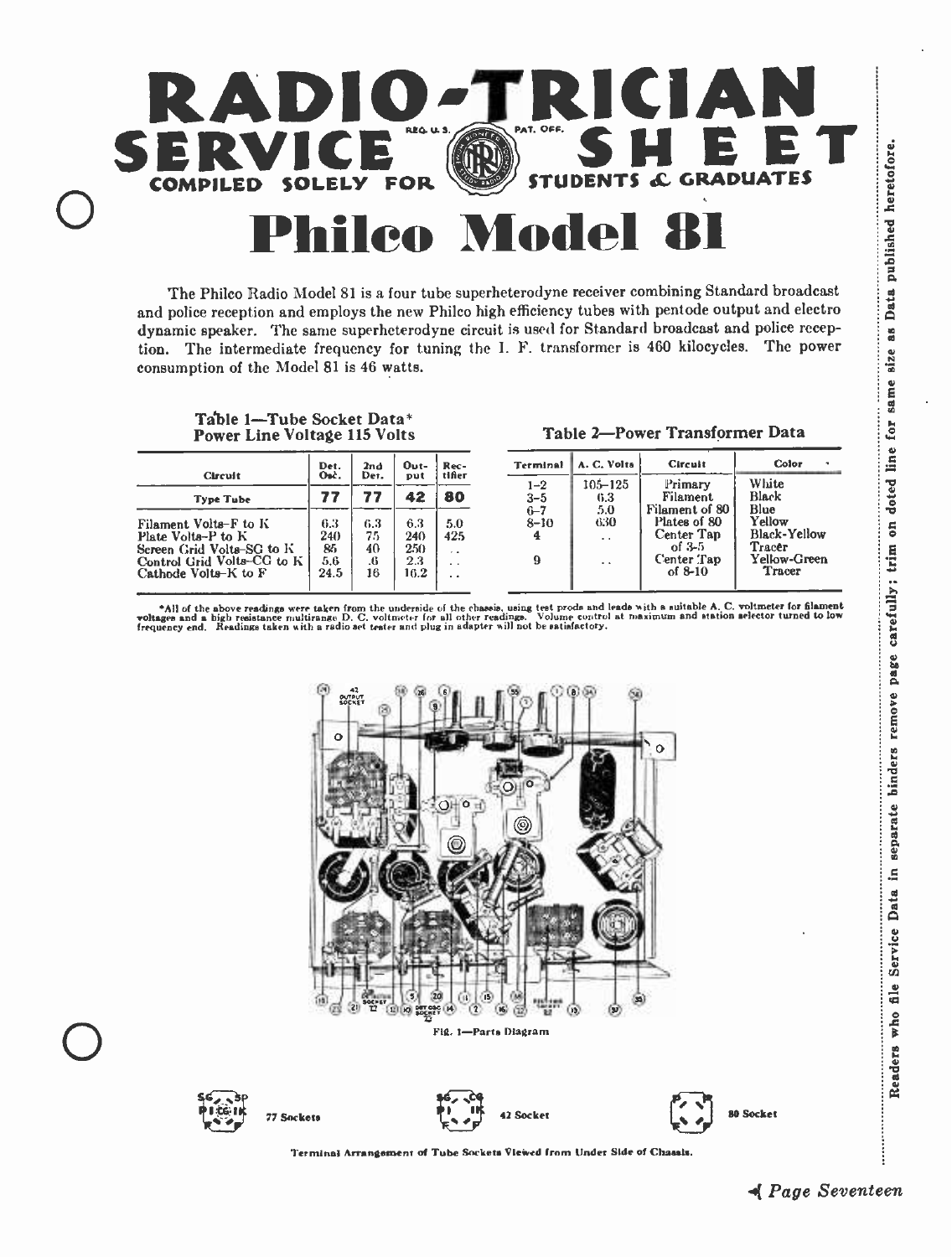# RADIO-TRICIAN SERVICE SHEET

COMPILED SOLELY FOR STUDENTS & GRADUATES

REG. U. S. PAT. OFF.

# Philco Model 81

The Philco Radio Model 81 is a four tube superheterodyne receiver combining Standard broadcast and police reception and employs the new Philco high efficiency tubes with pentode output and electro dynamic speaker. The same superheterodyne circuit is used for Standard broadcast and police reception. The intermediate frequency for tuning the I. F. transformer is 460 kilocycles. The power consumption of the Model 81 is 46 watts.

**Table 1—Tube Socket Data\***
**Power Line Voltage 115 Volts**

| Circuit | Det. Osc. | 2nd Det. | Output | Rectifier |
|---|---|---|---|---|
| Type Tube | 77 | 77 | 42 | 80 |
| Filament Volts–F to K | 6.3 | 6.3 | 6.3 | 5.0 |
| Plate Volts–P to K | 240 | 75 | 240 | 425 |
| Screen Grid Volts–SG to K | 85 | 40 | 250 | .. |
| Control Grid Volts–CG to K | 5.6 | .6 | 2.3 | .. |
| Cathode Volts–K to F | 24.5 | 16 | 16.2 | .. |

**Table 2—Power Transformer Data**

| Terminal | A. C. Volts | Circuit | Color |
|---|---|---|---|
| 1–2 | 105–125 | Primary | White |
| 3–5 | 6.3 | Filament | Black |
| 6–7 | 5.0 | Filament of 80 | Blue |
| 8–10 | 630 | Plates of 80 | Yellow |
| 4 | .. | Center Tap of 3-5 | Black-Yellow Tracer |
| 9 | .. | Center Tap of 8-10 | Yellow-Green Tracer |

\*All of the above readings were taken from the underside of the chassis, using test prods and leads with a suitable A. C. voltmeter for filament voltages and a high resistance multirange D. C. voltmeter for all other readings. Volume control at maximum and station selector turned to low frequency end. Readings taken with a radio set tester and plug in adapter will not be satisfactory.

Fig. 1—Parts Diagram

77 Sockets — 42 Socket — 80 Socket

Terminal Arrangement of Tube Sockets Viewed from Under Side of Chassis.

Readers who file Service Data in separate binders remove page carefully; trim on doted line for same size as Data published heretofore.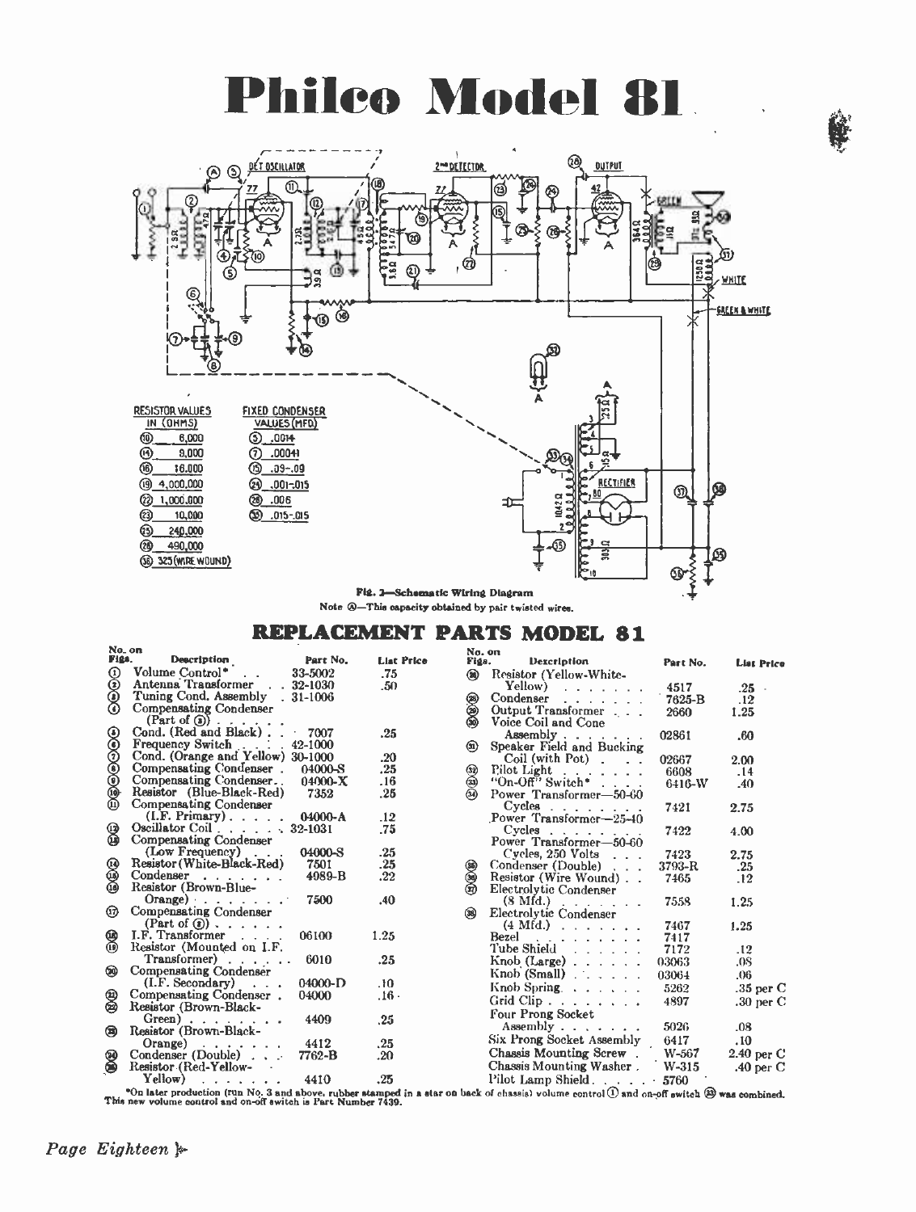# Philco Model 81

| RESISTOR VALUES IN (OHMS) | |
|---|---|
| ⑩ | 6,000 |
| ⑭ | 9,000 |
| ⑯ | 16,000 |
| ⑲ | 4,000,000 |
| ㉒ | 1,000,000 |
| ㉓ | 10,000 |
| ㉕ | 240,000 |
| ㉖ | 490,000 |
| ㊱ | 325 (WIRE WOUND) |

| FIXED CONDENSER VALUES (MFD) | |
|---|---|
| ⑤ | .0014 |
| ⑦ | .00041 |
| ⑮ | .09-.09 |
| ㉔ | .001-.015 |
| ㉘ | .006 |
| ㉟ | .015-.015 |

Fig. 3—Schematic Wiring Diagram

Note Ⓐ—This capacity obtained by pair twisted wires.

## REPLACEMENT PARTS MODEL 81

| No. on Figs. | Description | Part No. | List Price |
|---|---|---|---|
| ① | Volume Control* | 33-5002 | .75 |
| ② | Antenna Transformer | 32-1030 | .50 |
| ③ | Tuning Cond. Assembly | 31-1006 | |
| ④ | Compensating Condenser (Part of ③) | | |
| ⑤ | Cond. (Red and Black) | 7007 | .25 |
| ⑥ | Frequency Switch | 42-1000 | |
| ⑦ | Cond. (Orange and Yellow) | 30-1000 | .20 |
| ⑧ | Compensating Condenser | 04000-S | .25 |
| ⑨ | Compensating Condenser | 04000-X | .16 |
| ⑩ | Resistor (Blue-Black-Red) | 7352 | .25 |
| ⑪ | Compensating Condenser (I.F. Primary) | 04000-A | .12 |
| ⑫ | Oscillator Coil | 32-1031 | .75 |
| ⑬ | Compensating Condenser (Low Frequency) | 04000-S | .25 |
| ⑭ | Resistor (White-Black-Red) | 7501 | .25 |
| ⑮ | Condenser | 4089-B | .22 |
| ⑯ | Resistor (Brown-Blue-Orange) | 7500 | .40 |
| ⑰ | Compensating Condenser (Part of ③) | | |
| ⑱ | I.F. Transformer | 06100 | 1.25 |
| ⑲ | Resistor (Mounted on I.F. Transformer) | 6010 | .25 |
| ⑳ | Compensating Condenser (I.F. Secondary) | 04000-D | .10 |
| ㉑ | Compensating Condenser | 04000 | .16 |
| ㉒ | Resistor (Brown-Black-Green) | 4409 | .25 |
| ㉓ | Resistor (Brown-Black-Orange) | 4412 | .25 |
| ㉔ | Condenser (Double) | 7762-B | .20 |
| ㉕ | Resistor (Red-Yellow-Yellow) | 4410 | .25 |
| ㉖ | Resistor (Yellow-White-Yellow) | 4517 | .25 |
| ㉘ | Condenser | 7625-B | .12 |
| ㉙ | Output Transformer | 2660 | 1.25 |
| ㉚ | Voice Coil and Cone Assembly | 02861 | .60 |
| ㉛ | Speaker Field and Bucking Coil (with Pot) | 02667 | 2.00 |
| ㉜ | Pilot Light | 6608 | .14 |
| ㉝ | "On-Off" Switch* | 6416-W | .40 |
| ㉞ | Power Transformer—50-60 Cycles | 7421 | 2.75 |
| | Power Transformer—25-40 Cycles | 7422 | 4.00 |
| | Power Transformer—50-60 Cycles, 250 Volts | 7423 | 2.75 |
| ㉟ | Condenser (Double) | 3793-R | .25 |
| ㊱ | Resistor (Wire Wound) | 7465 | .12 |
| ㊲ | Electrolytic Condenser (8 Mfd.) | 7558 | 1.25 |
| ㊳ | Electrolytic Condenser (4 Mfd.) | 7467 | 1.25 |
| | Bezel | 7417 | |
| | Tube Shield | 7172 | .12 |
| | Knob (Large) | 03063 | .08 |
| | Knob (Small) | 03064 | .06 |
| | Knob Spring | 5262 | .35 per C |
| | Grid Clip | 4897 | .30 per C |
| | Four Prong Socket Assembly | 5026 | .08 |
| | Six Prong Socket Assembly | 6417 | .10 |
| | Chassis Mounting Screw | W-567 | 2.40 per C |
| | Chassis Mounting Washer | W-315 | .40 per C |
| | Pilot Lamp Shield | 5760 | |

*On later production (run No. 3 and above, rubber stamped in a star on back of chassis) volume control ① and on-off switch ㉝ was combined. This new volume control and on-off switch is Part Number 7439.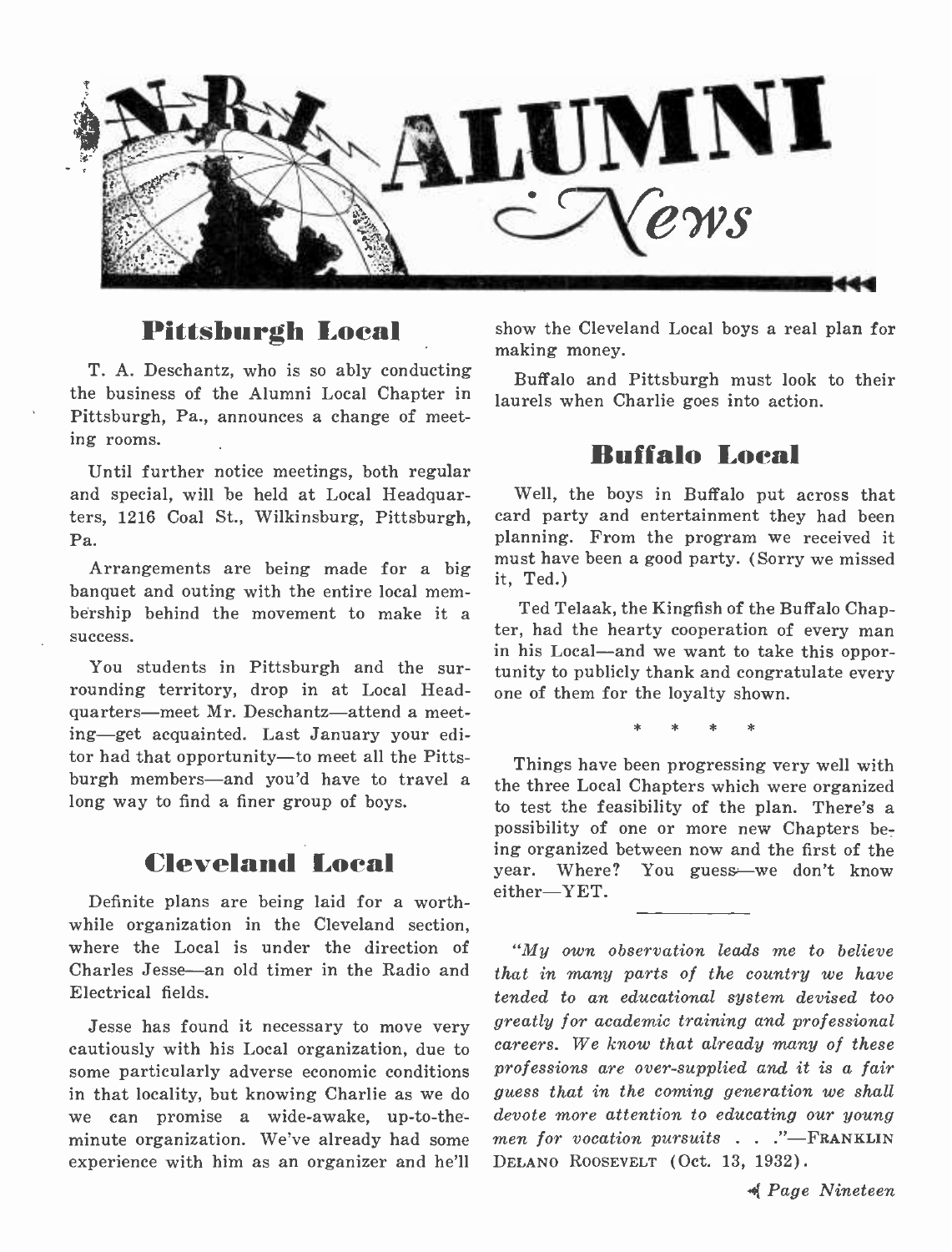# N.R.I. ALUMNI News

## Pittsburgh Local

T. A. Deschantz, who is so ably conducting the business of the Alumni Local Chapter in Pittsburgh, Pa., announces a change of meeting rooms.

Until further notice meetings, both regular and special, will be held at Local Headquarters, 1216 Coal St., Wilkinsburg, Pittsburgh, Pa.

Arrangements are being made for a big banquet and outing with the entire local membership behind the movement to make it a success.

You students in Pittsburgh and the surrounding territory, drop in at Local Headquarters—meet Mr. Deschantz—attend a meeting—get acquainted. Last January your editor had that opportunity—to meet all the Pittsburgh members—and you'd have to travel a long way to find a finer group of boys.

## Cleveland Local

Definite plans are being laid for a worthwhile organization in the Cleveland section, where the Local is under the direction of Charles Jesse—an old timer in the Radio and Electrical fields.

Jesse has found it necessary to move very cautiously with his Local organization, due to some particularly adverse economic conditions in that locality, but knowing Charlie as we do we can promise a wide-awake, up-to-the-minute organization. We've already had some experience with him as an organizer and he'll show the Cleveland Local boys a real plan for making money.

Buffalo and Pittsburgh must look to their laurels when Charlie goes into action.

## Buffalo Local

Well, the boys in Buffalo put across that card party and entertainment they had been planning. From the program we received it must have been a good party. (Sorry we missed it, Ted.)

Ted Telaak, the Kingfish of the Buffalo Chapter, had the hearty cooperation of every man in his Local—and we want to take this opportunity to publicly thank and congratulate every one of them for the loyalty shown.

\* \* \* \*

Things have been progressing very well with the three Local Chapters which were organized to test the feasibility of the plan. There's a possibility of one or more new Chapters being organized between now and the first of the year. Where? You guess—we don't know either—YET.

---

*"My own observation leads me to believe that in many parts of the country we have tended to an educational system devised too greatly for academic training and professional careers. We know that already many of these professions are over-supplied and it is a fair guess that in the coming generation we shall devote more attention to educating our young men for vocation pursuits . . ."*—FRANKLIN DELANO ROOSEVELT (Oct. 13, 1932).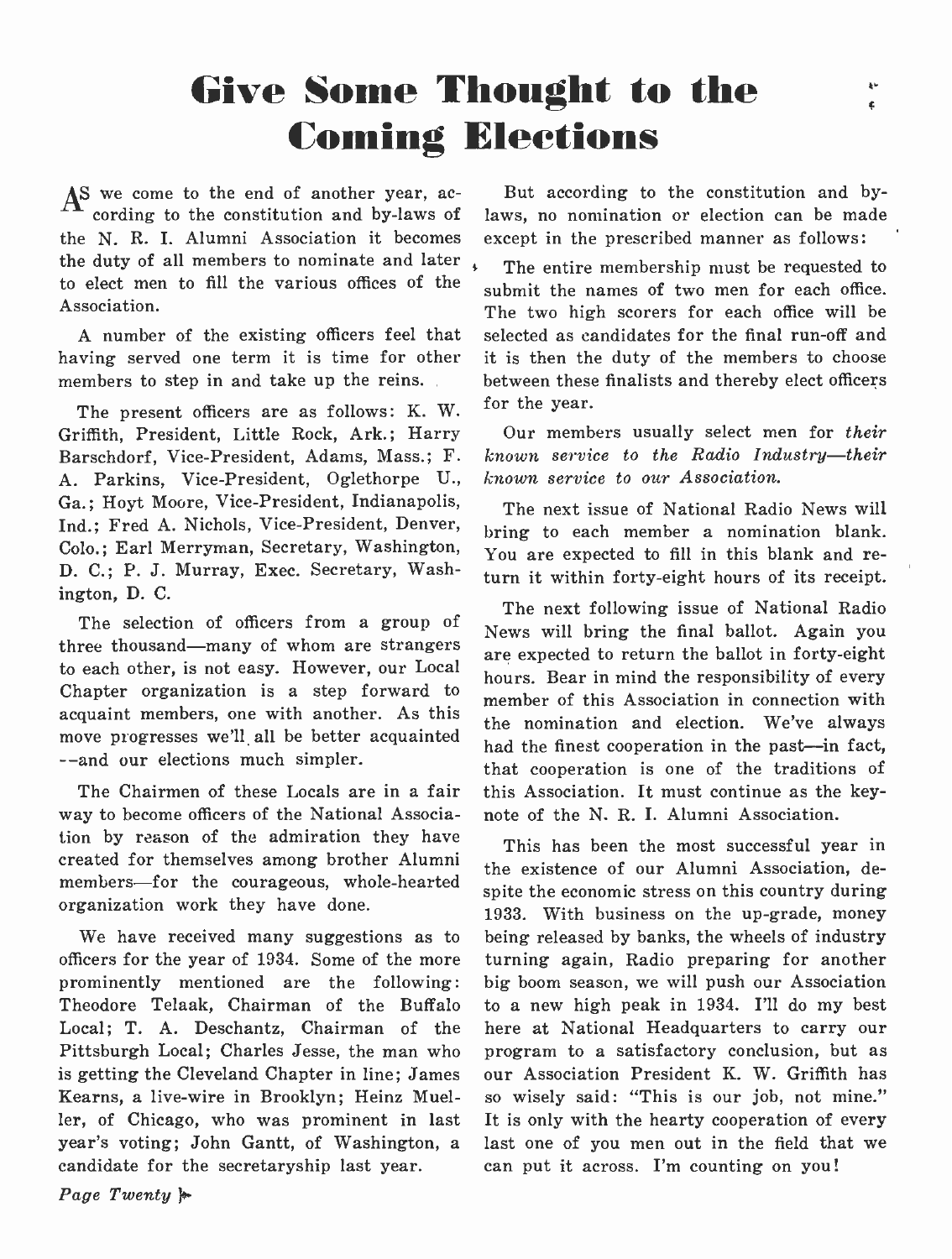# Give Some Thought to the Coming Elections

AS we come to the end of another year, according to the constitution and by-laws of the N. R. I. Alumni Association it becomes the duty of all members to nominate and later to elect men to fill the various offices of the Association.

A number of the existing officers feel that having served one term it is time for other members to step in and take up the reins.

The present officers are as follows: K. W. Griffith, President, Little Rock, Ark.; Harry Barschdorf, Vice-President, Adams, Mass.; F. A. Parkins, Vice-President, Oglethorpe U., Ga.; Hoyt Moore, Vice-President, Indianapolis, Ind.; Fred A. Nichols, Vice-President, Denver, Colo.; Earl Merryman, Secretary, Washington, D. C.; P. J. Murray, Exec. Secretary, Washington, D. C.

The selection of officers from a group of three thousand—many of whom are strangers to each other, is not easy. However, our Local Chapter organization is a step forward to acquaint members, one with another. As this move progresses we'll all be better acquainted --and our elections much simpler.

The Chairmen of these Locals are in a fair way to become officers of the National Association by reason of the admiration they have created for themselves among brother Alumni members—for the courageous, whole-hearted organization work they have done.

We have received many suggestions as to officers for the year of 1934. Some of the more prominently mentioned are the following: Theodore Telaak, Chairman of the Buffalo Local; T. A. Deschantz, Chairman of the Pittsburgh Local; Charles Jesse, the man who is getting the Cleveland Chapter in line; James Kearns, a live-wire in Brooklyn; Heinz Mueller, of Chicago, who was prominent in last year's voting; John Gantt, of Washington, a candidate for the secretaryship last year.

But according to the constitution and by-laws, no nomination or election can be made except in the prescribed manner as follows:

The entire membership must be requested to submit the names of two men for each office. The two high scorers for each office will be selected as candidates for the final run-off and it is then the duty of the members to choose between these finalists and thereby elect officers for the year.

Our members usually select men for *their known service to the Radio Industry—their known service to our Association.*

The next issue of National Radio News will bring to each member a nomination blank. You are expected to fill in this blank and return it within forty-eight hours of its receipt.

The next following issue of National Radio News will bring the final ballot. Again you are expected to return the ballot in forty-eight hours. Bear in mind the responsibility of every member of this Association in connection with the nomination and election. We've always had the finest cooperation in the past—in fact, that cooperation is one of the traditions of this Association. It must continue as the keynote of the N. R. I. Alumni Association.

This has been the most successful year in the existence of our Alumni Association, despite the economic stress on this country during 1933. With business on the up-grade, money being released by banks, the wheels of industry turning again, Radio preparing for another big boom season, we will push our Association to a new high peak in 1934. I'll do my best here at National Headquarters to carry our program to a satisfactory conclusion, but as our Association President K. W. Griffith has so wisely said: "This is our job, not mine." It is only with the hearty cooperation of every last one of you men out in the field that we can put it across. I'm counting on you!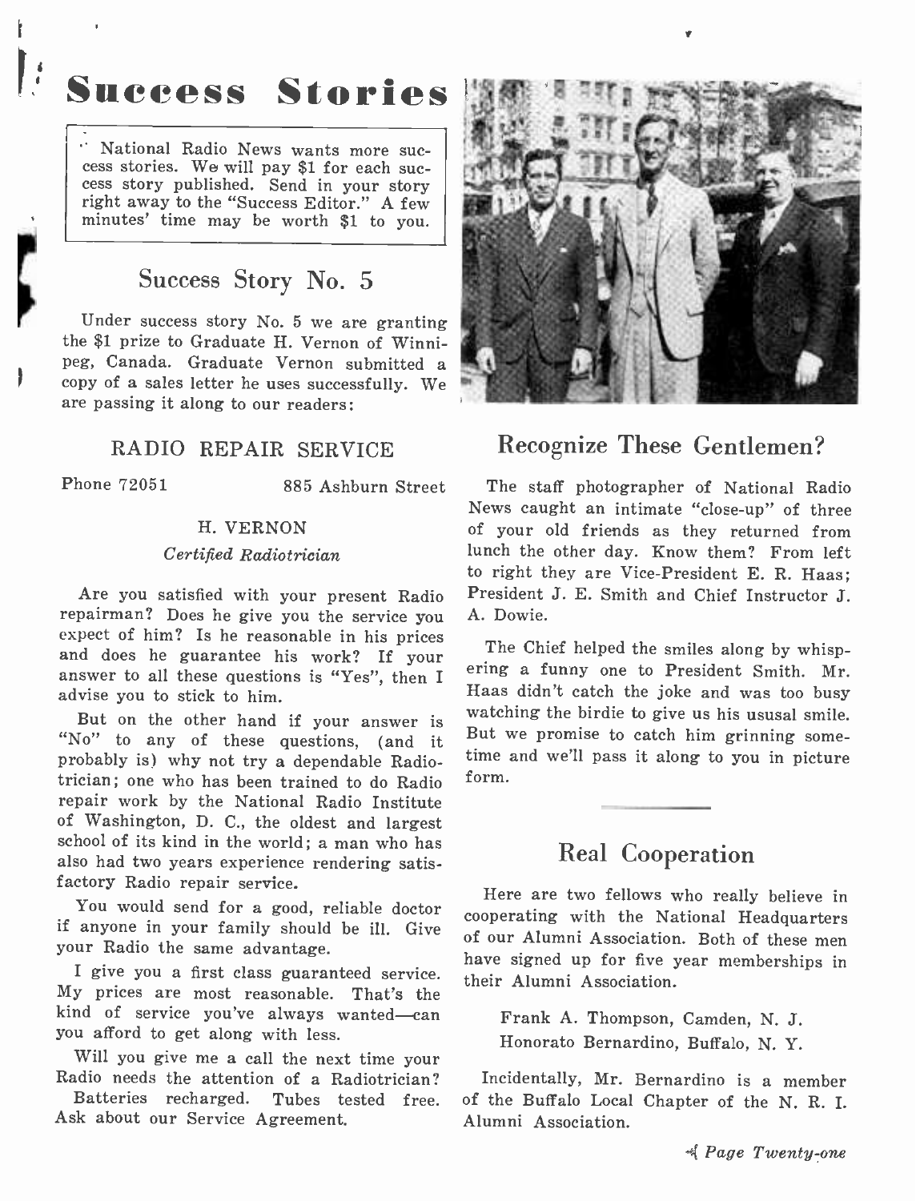# Success Stories

> National Radio News wants more success stories. We will pay $1 for each success story published. Send in your story right away to the "Success Editor." A few minutes' time may be worth $1 to you.

## Success Story No. 5

Under success story No. 5 we are granting the $1 prize to Graduate H. Vernon of Winnipeg, Canada. Graduate Vernon submitted a copy of a sales letter he uses successfully. We are passing it along to our readers:

### RADIO REPAIR SERVICE

Phone 72051 — 885 Ashburn Street

H. VERNON

*Certified Radiotrician*

Are you satisfied with your present Radio repairman? Does he give you the service you expect of him? Is he reasonable in his prices and does he guarantee his work? If your answer to all these questions is "Yes", then I advise you to stick to him.

But on the other hand if your answer is "No" to any of these questions, (and it probably is) why not try a dependable Radiotrician; one who has been trained to do Radio repair work by the National Radio Institute of Washington, D. C., the oldest and largest school of its kind in the world; a man who has also had two years experience rendering satisfactory Radio repair service.

You would send for a good, reliable doctor if anyone in your family should be ill. Give your Radio the same advantage.

I give you a first class guaranteed service. My prices are most reasonable. That's the kind of service you've always wanted—can you afford to get along with less.

Will you give me a call the next time your Radio needs the attention of a Radiotrician?

Batteries recharged. Tubes tested free. Ask about our Service Agreement.

## Recognize These Gentlemen?

The staff photographer of National Radio News caught an intimate "close-up" of three of your old friends as they returned from lunch the other day. Know them? From left to right they are Vice-President E. R. Haas; President J. E. Smith and Chief Instructor J. A. Dowie.

The Chief helped the smiles along by whispering a funny one to President Smith. Mr. Haas didn't catch the joke and was too busy watching the birdie to give us his ususal smile. But we promise to catch him grinning sometime and we'll pass it along to you in picture form.

## Real Cooperation

Here are two fellows who really believe in cooperating with the National Headquarters of our Alumni Association. Both of these men have signed up for five year memberships in their Alumni Association.

Frank A. Thompson, Camden, N. J.
Honorato Bernardino, Buffalo, N. Y.

Incidentally, Mr. Bernardino is a member of the Buffalo Local Chapter of the N. R. I. Alumni Association.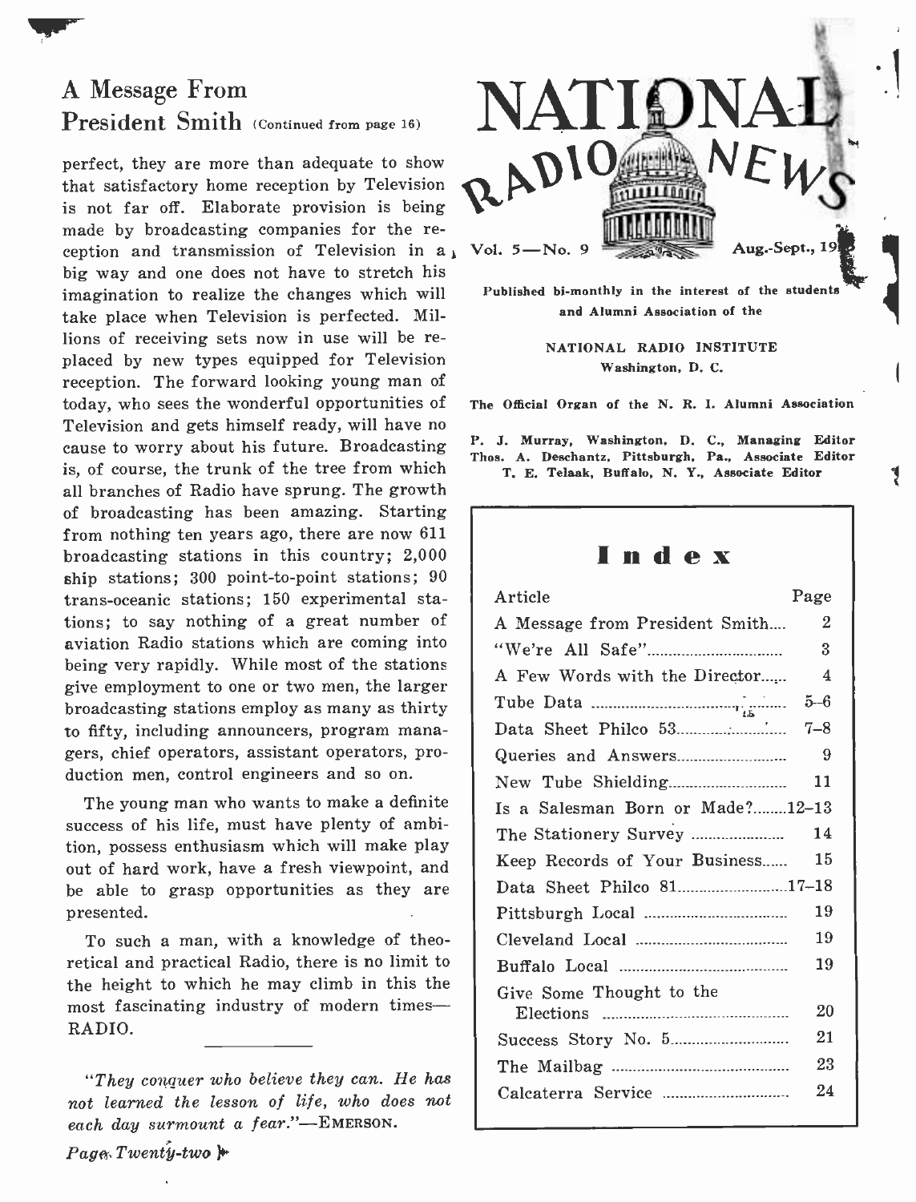## A Message From President Smith (Continued from page 16)

perfect, they are more than adequate to show that satisfactory home reception by Television is not far off. Elaborate provision is being made by broadcasting companies for the reception and transmission of Television in a big way and one does not have to stretch his imagination to realize the changes which will take place when Television is perfected. Millions of receiving sets now in use will be replaced by new types equipped for Television reception. The forward looking young man of today, who sees the wonderful opportunities of Television and gets himself ready, will have no cause to worry about his future. Broadcasting is, of course, the trunk of the tree from which all branches of Radio have sprung. The growth of broadcasting has been amazing. Starting from nothing ten years ago, there are now 611 broadcasting stations in this country; 2,000 ship stations; 300 point-to-point stations; 90 trans-oceanic stations; 150 experimental stations; to say nothing of a great number of aviation Radio stations which are coming into being very rapidly. While most of the stations give employment to one or two men, the larger broadcasting stations employ as many as thirty to fifty, including announcers, program managers, chief operators, assistant operators, production men, control engineers and so on.

The young man who wants to make a definite success of his life, must have plenty of ambition, possess enthusiasm which will make play out of hard work, have a fresh viewpoint, and be able to grasp opportunities as they are presented.

To such a man, with a knowledge of theoretical and practical Radio, there is no limit to the height to which he may climb in this the most fascinating industry of modern times—RADIO.

---

*"They conquer who believe they can. He has not learned the lesson of life, who does not each day surmount a fear."*—EMERSON.

# NATIONAL RADIO NEWS

Vol. 5—No. 9 Aug.-Sept., 19

**Published bi-monthly in the interest of the students and Alumni Association of the**

**NATIONAL RADIO INSTITUTE**
**Washington, D. C.**

**The Official Organ of the N. R. I. Alumni Association**

P. J. Murray, Washington, D. C., Managing Editor
Thos. A. Deschantz, Pittsburgh, Pa., Associate Editor
T. E. Telaak, Buffalo, N. Y., Associate Editor

## Index

| Article | Page |
|---|---|
| A Message from President Smith | 2 |
| "We're All Safe" | 3 |
| A Few Words with the Director | 4 |
| Tube Data | 5–6 |
| Data Sheet Philco 53 | 7–8 |
| Queries and Answers | 9 |
| New Tube Shielding | 11 |
| Is a Salesman Born or Made? | 12–13 |
| The Stationery Survey | 14 |
| Keep Records of Your Business | 15 |
| Data Sheet Philco 81 | 17–18 |
| Pittsburgh Local | 19 |
| Cleveland Local | 19 |
| Buffalo Local | 19 |
| Give Some Thought to the Elections | 20 |
| Success Story No. 5 | 21 |
| The Mailbag | 23 |
| Calcaterra Service | 24 |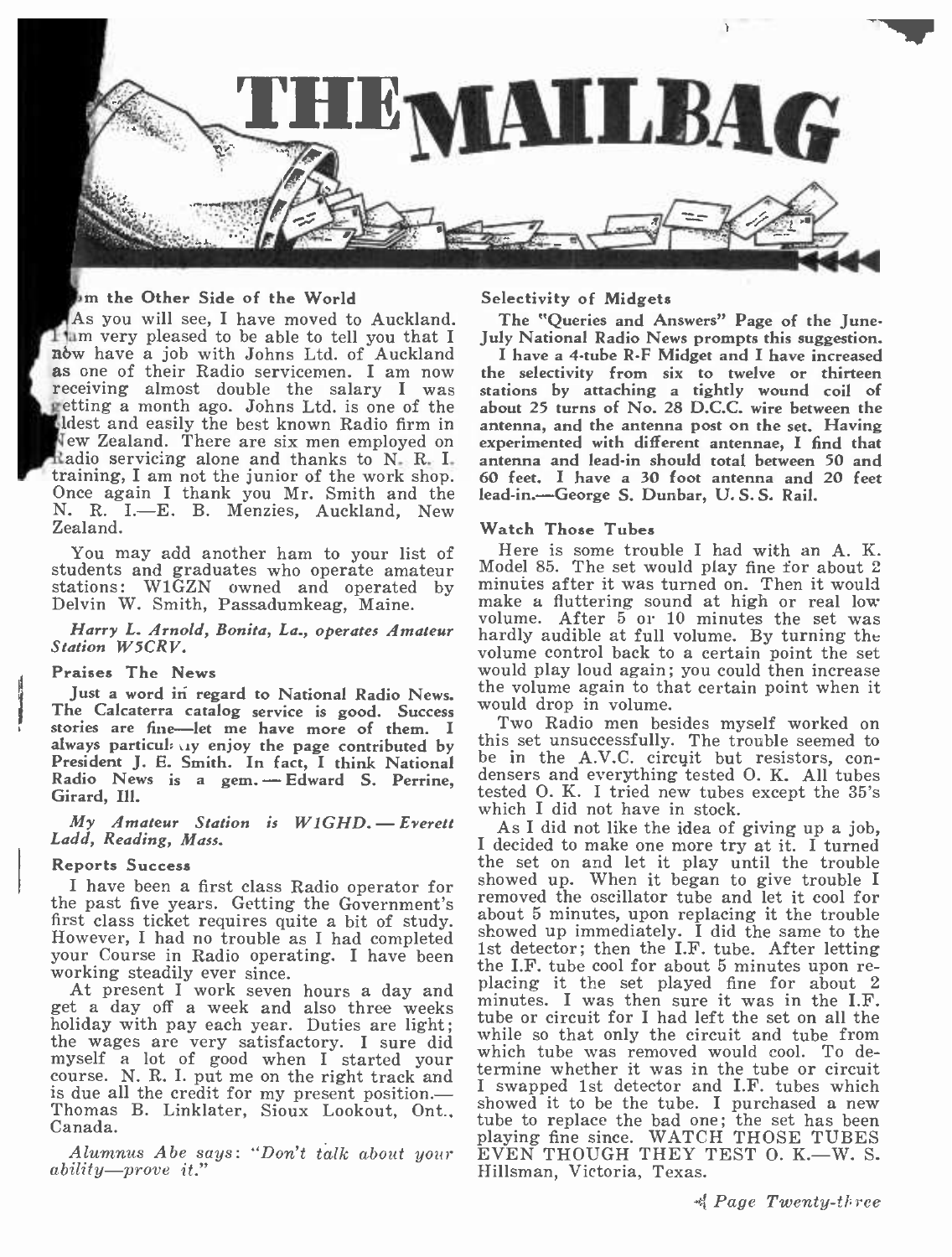# THE MAILBAG

### From the Other Side of the World

As you will see, I have moved to Auckland. I am very pleased to be able to tell you that I now have a job with Johns Ltd. of Auckland as one of their Radio servicemen. I am now receiving almost double the salary I was getting a month ago. Johns Ltd. is one of the oldest and easily the best known Radio firm in New Zealand. There are six men employed on Radio servicing alone and thanks to N. R. I. training, I am not the junior of the work shop. Once again I thank you Mr. Smith and the N. R. I.—E. B. Menzies, Auckland, New Zealand.

You may add another ham to your list of students and graduates who operate amateur stations: W1GZN owned and operated by Delvin W. Smith, Passadumkeag, Maine.

*Harry L. Arnold, Bonita, La., operates Amateur Station W5CRV.*

### Praises The News

Just a word in regard to National Radio News. The Calcaterra catalog service is good. Success stories are fine—let me have more of them. I always particularly enjoy the page contributed by President J. E. Smith. In fact, I think National Radio News is a gem.—Edward S. Perrine, Girard, Ill.

*My Amateur Station is W1GHD.—Everett Ladd, Reading, Mass.*

### Reports Success

I have been a first class Radio operator for the past five years. Getting the Government's first class ticket requires quite a bit of study. However, I had no trouble as I had completed your Course in Radio operating. I have been working steadily ever since.

At present I work seven hours a day and get a day off a week and also three weeks holiday with pay each year. Duties are light; the wages are very satisfactory. I sure did myself a lot of good when I started your course. N. R. I. put me on the right track and is due all the credit for my present position.—Thomas B. Linklater, Sioux Lookout, Ont., Canada.

*Alumnus Abe says: "Don't talk about your ability—prove it."*

### Selectivity of Midgets

The "Queries and Answers" Page of the June-July National Radio News prompts this suggestion.

I have a 4-tube R-F Midget and I have increased the selectivity from six to twelve or thirteen stations by attaching a tightly wound coil of about 25 turns of No. 28 D.C.C. wire between the antenna, and the antenna post on the set. Having experimented with different antennae, I find that antenna and lead-in should total between 50 and 60 feet. I have a 30 foot antenna and 20 feet lead-in.—George S. Dunbar, U. S. S. Rail.

### Watch Those Tubes

Here is some trouble I had with an A. K. Model 85. The set would play fine for about 2 minutes after it was turned on. Then it would make a fluttering sound at high or real low volume. After 5 or 10 minutes the set was hardly audible at full volume. By turning the volume control back to a certain point the set would play loud again; you could then increase the volume again to that certain point when it would drop in volume.

Two Radio men besides myself worked on this set unsuccessfully. The trouble seemed to be in the A.V.C. circuit but resistors, condensers and everything tested O. K. All tubes tested O. K. I tried new tubes except the 35's which I did not have in stock.

As I did not like the idea of giving up a job, I decided to make one more try at it. I turned the set on and let it play until the trouble showed up. When it began to give trouble I removed the oscillator tube and let it cool for about 5 minutes, upon replacing it the trouble showed up immediately. I did the same to the 1st detector; then the I.F. tube. After letting the I.F. tube cool for about 5 minutes upon replacing it the set played fine for about 2 minutes. I was then sure it was in the I.F. tube or circuit for I had left the set on all the while so that only the circuit and tube from which tube was removed would cool. To determine whether it was in the tube or circuit I swapped 1st detector and I.F. tubes which showed it to be the tube. I purchased a new tube to replace the bad one; the set has been playing fine since. WATCH THOSE TUBES EVEN THOUGH THEY TEST O. K.—W. S. Hillsman, Victoria, Texas.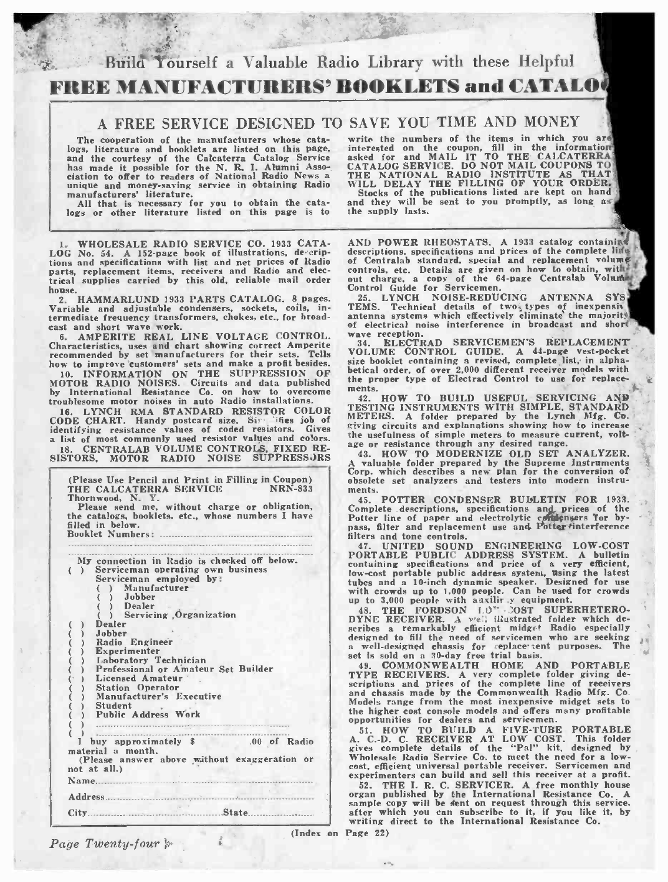Build Yourself a Valuable Radio Library with these Helpful

# FREE MANUFACTURERS' BOOKLETS and CATALO

## A FREE SERVICE DESIGNED TO SAVE YOU TIME AND MONEY

The cooperation of the manufacturers whose catalogs, literature and booklets are listed on this page, and the courtesy of the Calcaterra Catalog Service has made it possible for the N. R. I. Alumni Association to offer to readers of National Radio News a unique and money-saving service in obtaining Radio manufacturers' literature.

All that is necessary for you to obtain the catalogs or other literature listed on this page is to write the numbers of the items in which you are interested on the coupon, fill in the information asked for and MAIL IT TO THE CALCATERRA CATALOG SERVICE. DO NOT MAIL COUPONS TO THE NATIONAL RADIO INSTITUTE AS THAT WILL DELAY THE FILLING OF YOUR ORDER.

Stocks of the publications listed are kept on hand and they will be sent to you promptly, as long as the supply lasts.

1. **WHOLESALE RADIO SERVICE CO. 1933 CATALOG No. 54.** A 152-page book of illustrations, descriptions and specifications with list and net prices of Radio parts, replacement items, receivers and Radio and electrical supplies carried by this old, reliable mail order house.

2. **HAMMARLUND 1933 PARTS CATALOG.** 8 pages. Variable and adjustable condensers, sockets, coils, intermediate frequency transformers, chokes, etc., for broadcast and short wave work.

6. **AMPERITE REAL LINE VOLTAGE CONTROL.** Characteristics, uses and chart showing correct Amperite recommended by set manufacturers for their sets. Tells how to improve customers' sets and make a profit besides.

10. **INFORMATION ON THE SUPPRESSION OF MOTOR RADIO NOISES.** Circuits and data published by International Resistance Co. on how to overcome troublesome motor noises in auto Radio installations.

16. **LYNCH RMA STANDARD RESISTOR COLOR CODE CHART.** Handy postcard size. Simplifies job of identifying resistance values of coded resistors. Gives a list of most commonly used resistor values and colors.

18. **CENTRALAB VOLUME CONTROLS, FIXED RESISTORS, MOTOR RADIO NOISE SUPPRESSORS AND POWER RHEOSTATS.** A 1933 catalog containing descriptions, specifications and prices of the complete line of Centralab standard, special and replacement volume controls, etc. Details are given on how to obtain, without charge, a copy of the 64-page Centralab Volume Control Guide for Servicemen.

25. **LYNCH NOISE-REDUCING ANTENNA SYSTEMS.** Technical details of two types of inexpensive antenna systems which effectively eliminate the majority of electrical noise interference in broadcast and short wave reception.

34. **ELECTRAD SERVICEMEN'S REPLACEMENT VOLUME CONTROL GUIDE.** A 44-page vest-pocket size booklet containing a revised, complete list, in alphabetical order, of over 2,000 different receiver models with the proper type of Electrad Control to use for replacements.

42. **HOW TO BUILD USEFUL SERVICING AND TESTING INSTRUMENTS WITH SIMPLE, STANDARD METERS.** A folder prepared by the Lynch Mfg. Co. giving circuits and explanations showing how to increase the usefulness of simple meters to measure current, voltage or resistance through any desired range.

43. **HOW TO MODERNIZE OLD SET ANALYZER.** A valuable folder prepared by the Supreme Instruments Corp. which describes a new plan for the conversion of obsolete set analyzers and testers into modern instruments.

45. **POTTER CONDENSER BULLETIN FOR 1933.** Complete descriptions, specifications and prices of the Potter line of paper and electrolytic condensers for by-pass, filter and replacement use and Potter interference filters and tone controls.

47. **UNITED SOUND ENGINEERING LOW-COST PORTABLE PUBLIC ADDRESS SYSTEM.** A bulletin containing specifications and price of a very efficient, low-cost portable public address system, using the latest tubes and a 10-inch dynamic speaker. Designed for use with crowds up to 1,000 people. Can be used for crowds up to 3,000 people with auxiliary equipment.

48. **THE FORDSON LOW-COST SUPERHETERODYNE RECEIVER.** A well illustrated folder which describes a remarkably efficient midget Radio especially designed to fill the need of servicemen who are seeking a well-designed chassis for replacement purposes. The set is sold on a 30-day free trial basis.

49. **COMMONWEALTH HOME AND PORTABLE TYPE RECEIVERS.** A very complete folder giving descriptions and prices of the complete line of receivers and chassis made by the Commonwealth Radio Mfg. Co. Models range from the most inexpensive midget sets to the higher cost console models and offers many profitable opportunities for dealers and servicemen.

51. **HOW TO BUILD A FIVE-TUBE PORTABLE A. C.-D. C. RECEIVER AT LOW COST.** This folder gives complete details of the "Pal" kit, designed by Wholesale Radio Service Co. to meet the need for a low-cost, efficient universal portable receiver. Servicemen and experimenters can build and sell this receiver at a profit.

52. **THE I. R. C. SERVICER.** A free monthly house organ published by the International Resistance Co. A sample copy will be sent on request through this service, after which you can subscribe to it, if you like it, by writing direct to the International Resistance Co.

---

(Please Use Pencil and Print in Filling in Coupon)

THE CALCATERRA SERVICE — NRN-833

Thornwood, N. Y.

Please send me, without charge or obligation, the catalogs, booklets, etc., whose numbers I have filled in below.

Booklet Numbers: ..........................................................

..........................................................

My connection in Radio is checked off below.

( ) Serviceman operating own business

Serviceman employed by:

- ( ) Manufacturer
- ( ) Jobber
- ( ) Dealer
- ( ) Servicing Organization

( ) Dealer
( ) Jobber
( ) Radio Engineer
( ) Experimenter
( ) Laboratory Technician
( ) Professional or Amateur Set Builder
( ) Licensed Amateur
( ) Station Operator
( ) Manufacturer's Executive
( ) Student
( ) Public Address Work
( ) ..........................................................
( ) ..........................................................

I buy approximately $ .00 of Radio material a month.

(Please answer above without exaggeration or not at all.)

Name..........................................................

Address..........................................................

City.......................................... State..........................

---

(Index on Page 22)